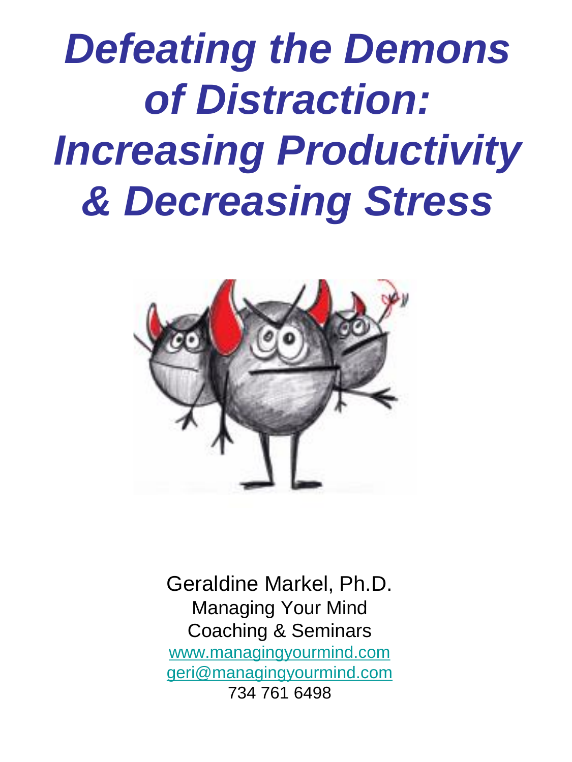# *Defeating the Demons of Distraction: Increasing Productivity & Decreasing Stress*

Geraldine Markel, Ph.D.
Managing Your Mind
Coaching & Seminars
www.managingyourmind.com
geri@managingyourmind.com
734 761 6498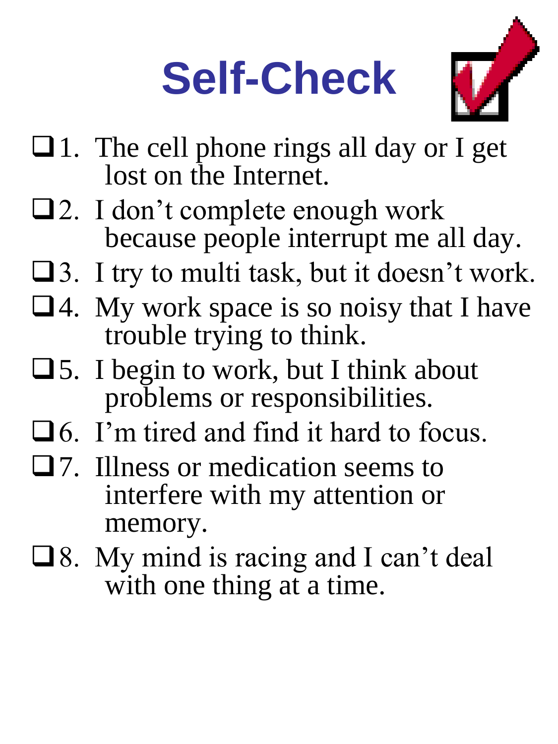# Self-Check

- ❑ 1. The cell phone rings all day or I get lost on the Internet.
- ❑ 2. I don’t complete enough work because people interrupt me all day.
- ❑ 3. I try to multi task, but it doesn’t work.
- ❑ 4. My work space is so noisy that I have trouble trying to think.
- ❑ 5. I begin to work, but I think about problems or responsibilities.
- ❑ 6. I’m tired and find it hard to focus.
- ❑ 7. Illness or medication seems to interfere with my attention or memory.
- ❑ 8. My mind is racing and I can’t deal with one thing at a time.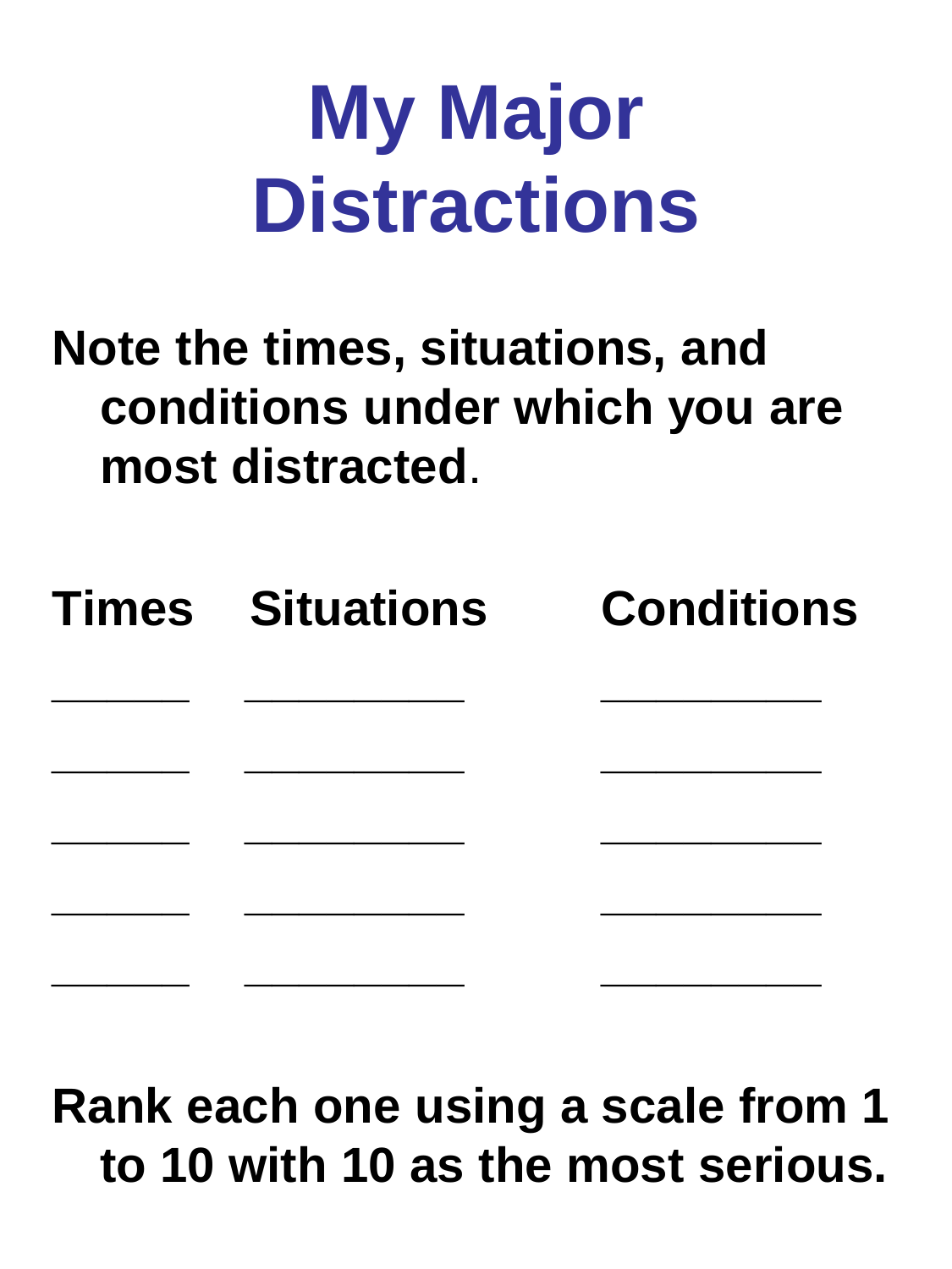# My Major Distractions

**Note the times, situations, and conditions under which you are most distracted.**

| Times | Situations | Conditions |
| --- | --- | --- |
| ______ | __________ | __________ |
| ______ | __________ | __________ |
| ______ | __________ | __________ |
| ______ | __________ | __________ |
| ______ | __________ | __________ |

**Rank each one using a scale from 1 to 10 with 10 as the most serious.**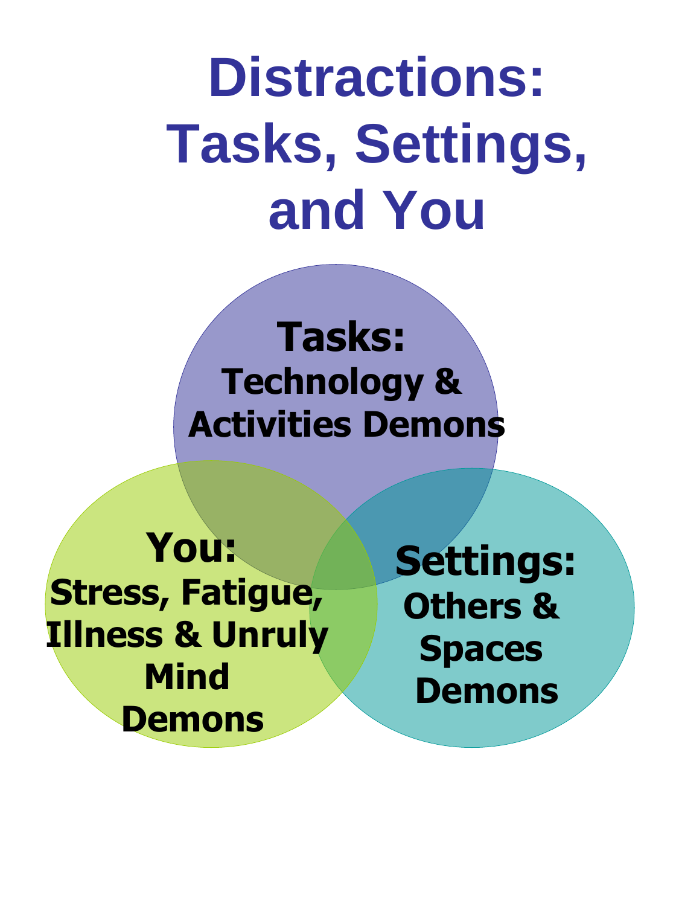# Distractions: Tasks, Settings, and You

**Tasks:**
**Technology & Activities Demons**

**You:**
**Stress, Fatigue, Illness & Unruly Mind Demons**

**Settings:**
**Others & Spaces Demons**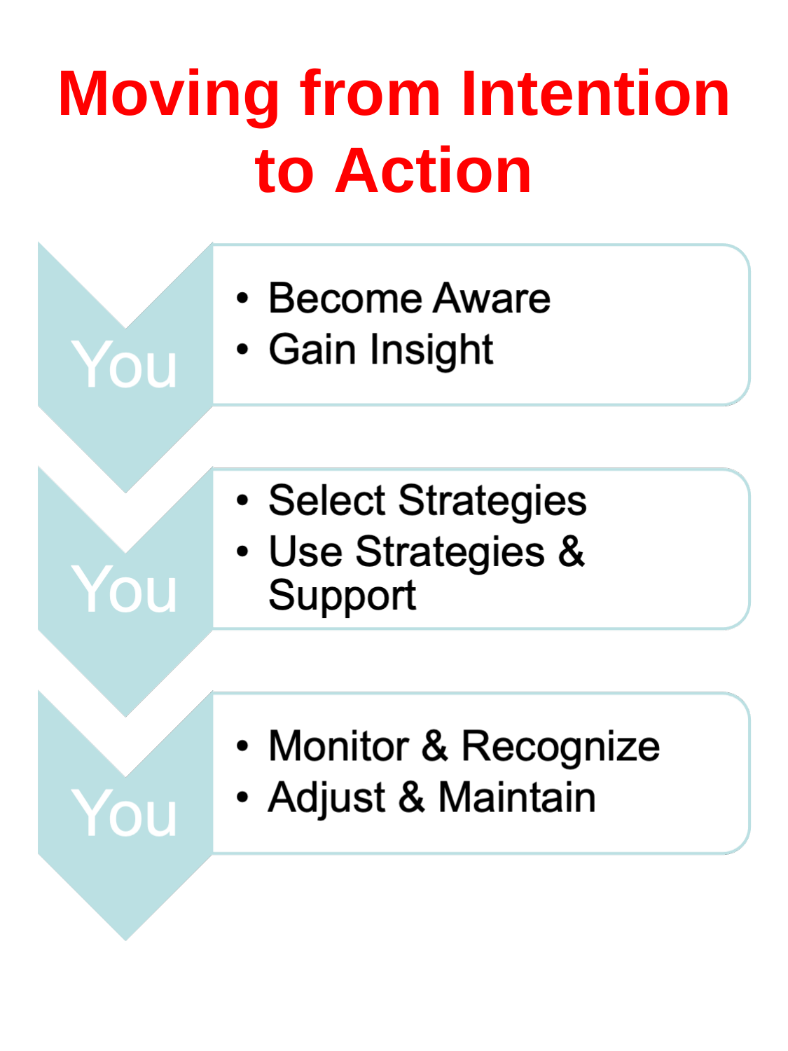# Moving from Intention to Action

**You**

- Become Aware
- Gain Insight

**You**

- Select Strategies
- Use Strategies & Support

**You**

- Monitor & Recognize
- Adjust & Maintain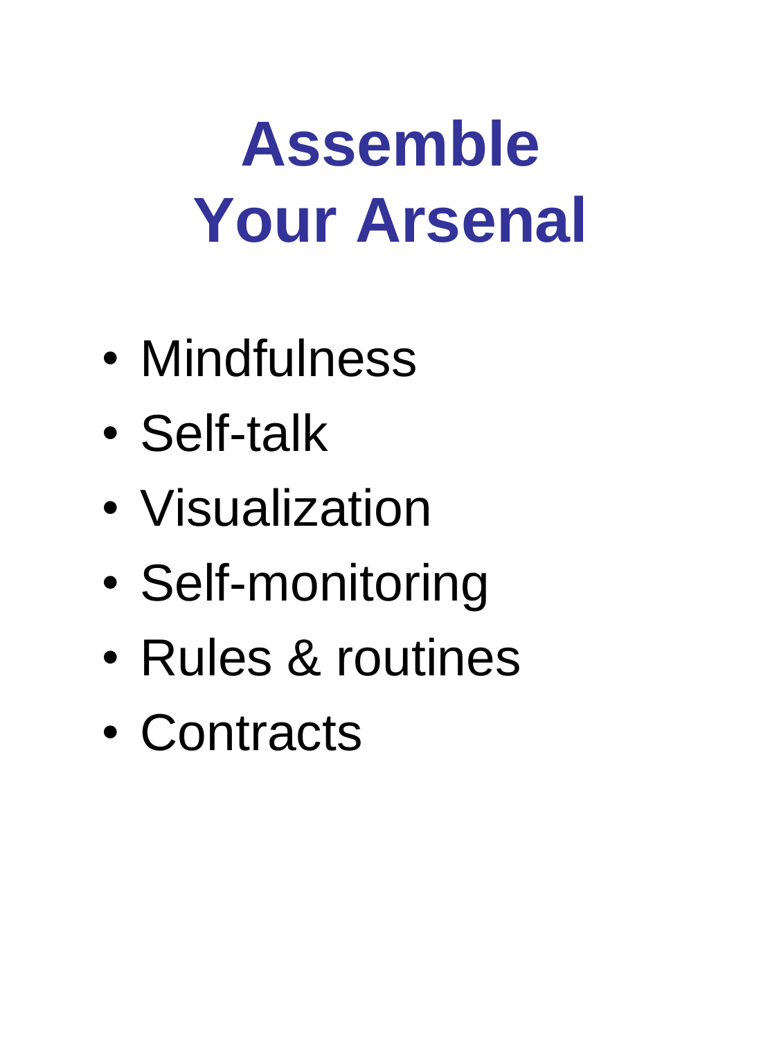# Assemble Your Arsenal

- Mindfulness
- Self-talk
- Visualization
- Self-monitoring
- Rules & routines
- Contracts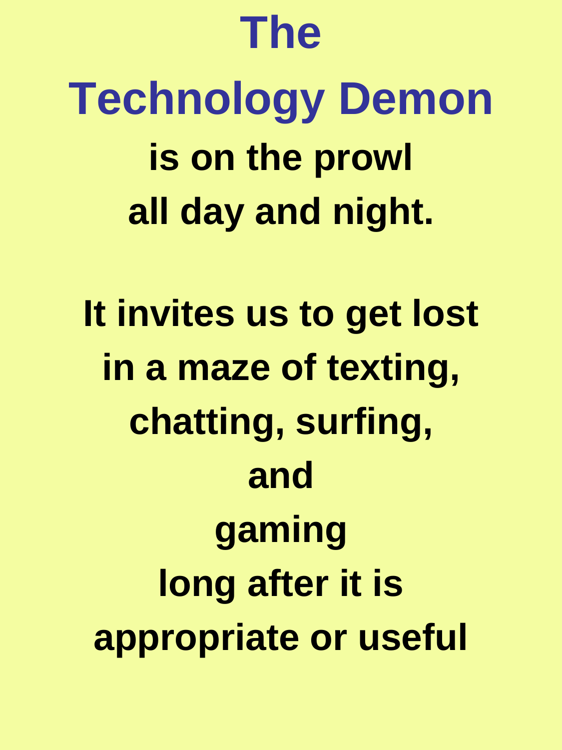# The Technology Demon

**is on the prowl**
**all day and night.**

**It invites us to get lost**
**in a maze of texting,**
**chatting, surfing,**
**and**
**gaming**
**long after it is**
**appropriate or useful**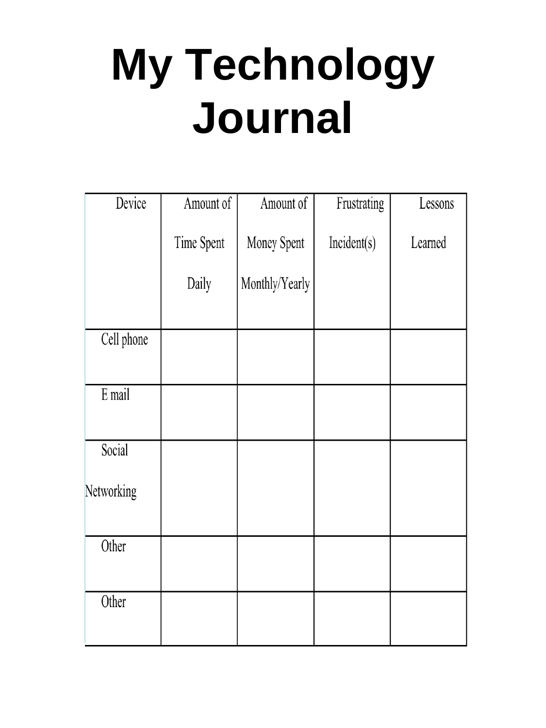# My Technology Journal

| Device | Amount of Time Spent Daily | Amount of Money Spent Monthly/Yearly | Frustrating Incident(s) | Lessons Learned |
|---|---|---|---|---|
| Cell phone | | | | |
| E mail | | | | |
| Social Networking | | | | |
| Other | | | | |
| Other | | | | |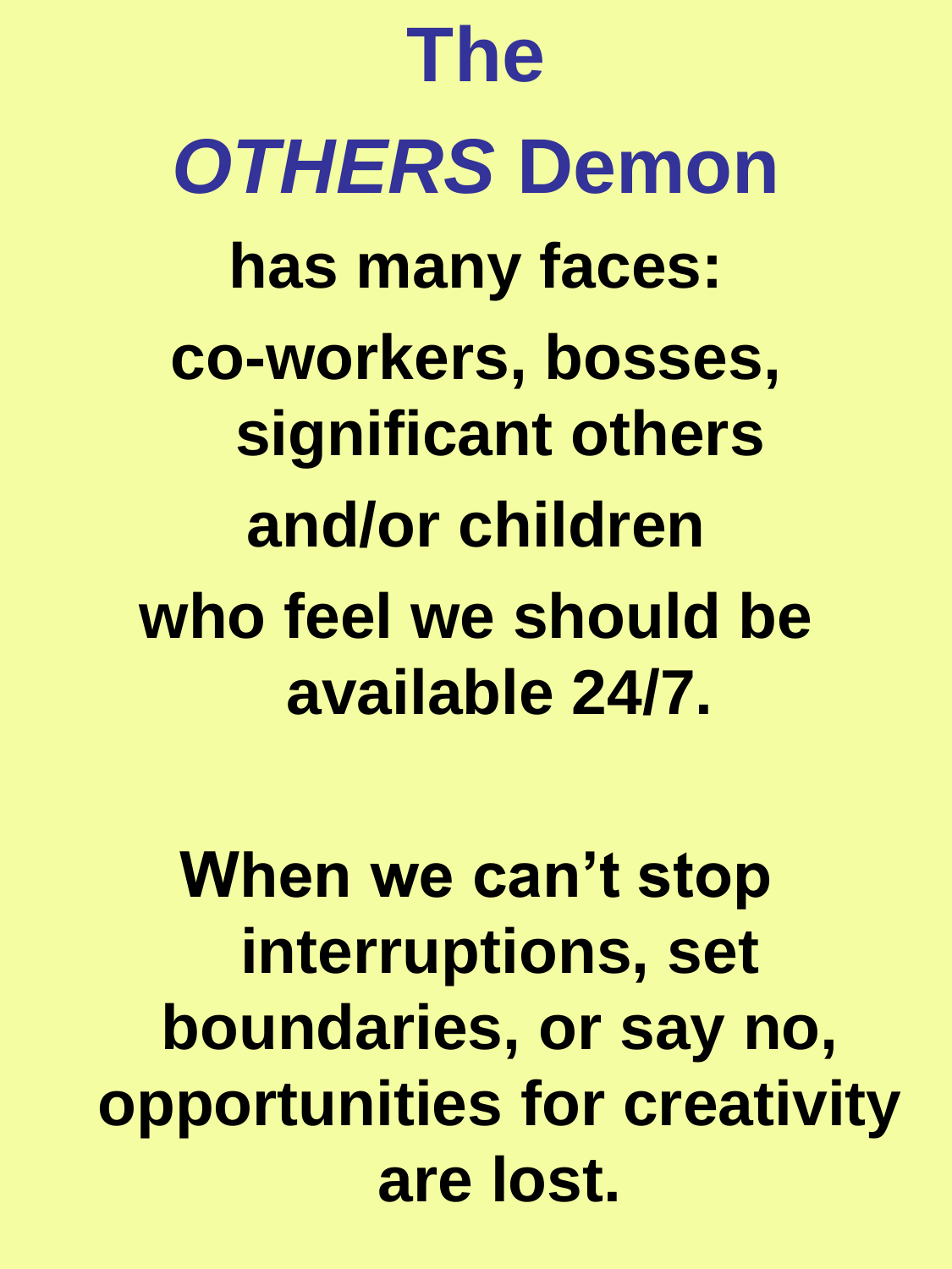# The *OTHERS* Demon

**has many faces:**

**co-workers, bosses, significant others and/or children who feel we should be available 24/7.**

**When we can't stop interruptions, set boundaries, or say no, opportunities for creativity are lost.**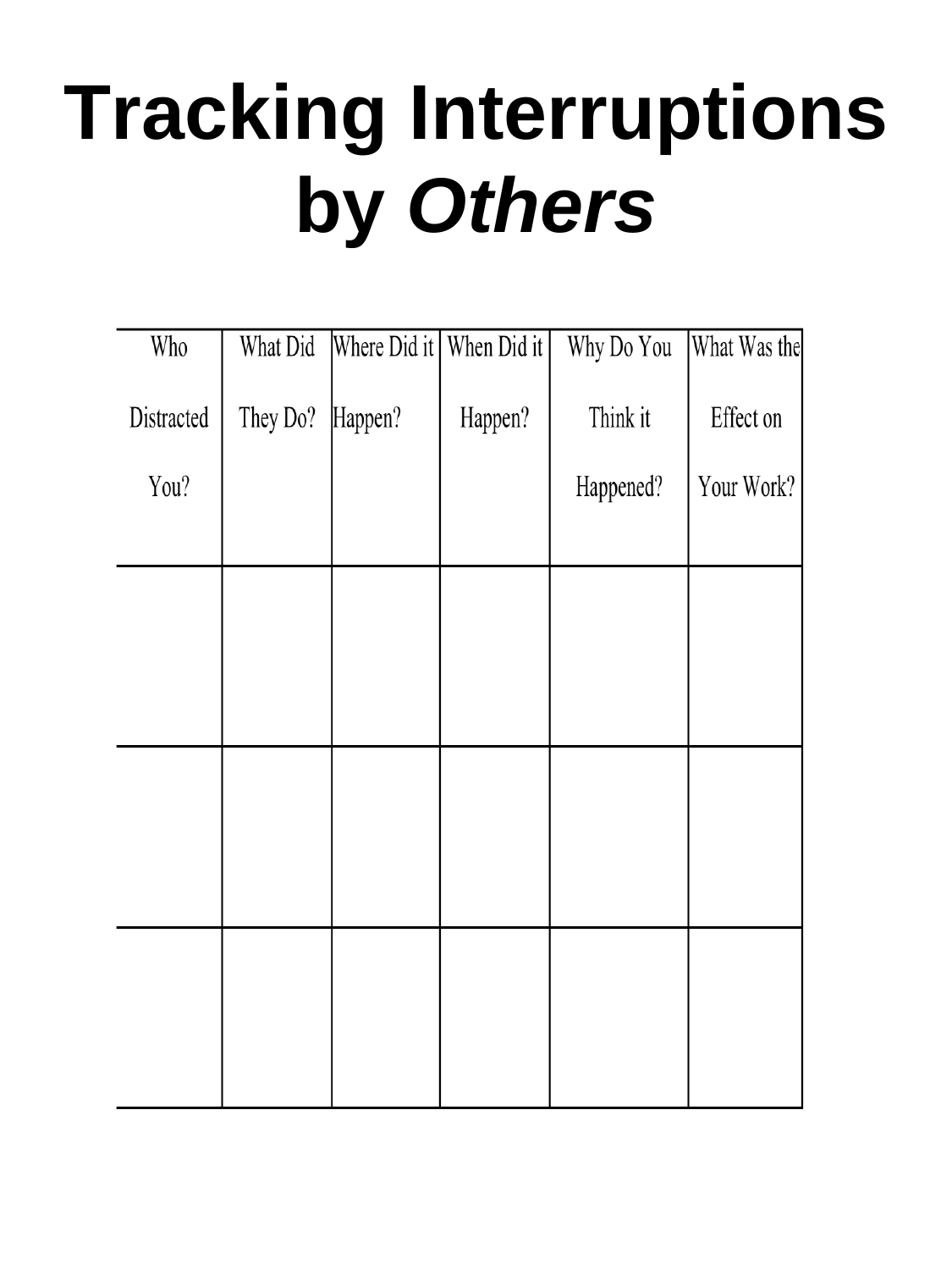# Tracking Interruptions by *Others*

| Who Distracted You? | What Did They Do? | Where Did it Happen? | When Did it Happen? | Why Do You Think it Happened? | What Was the Effect on Your Work? |
|---|---|---|---|---|---|
| | | | | | |
| | | | | | |
| | | | | | |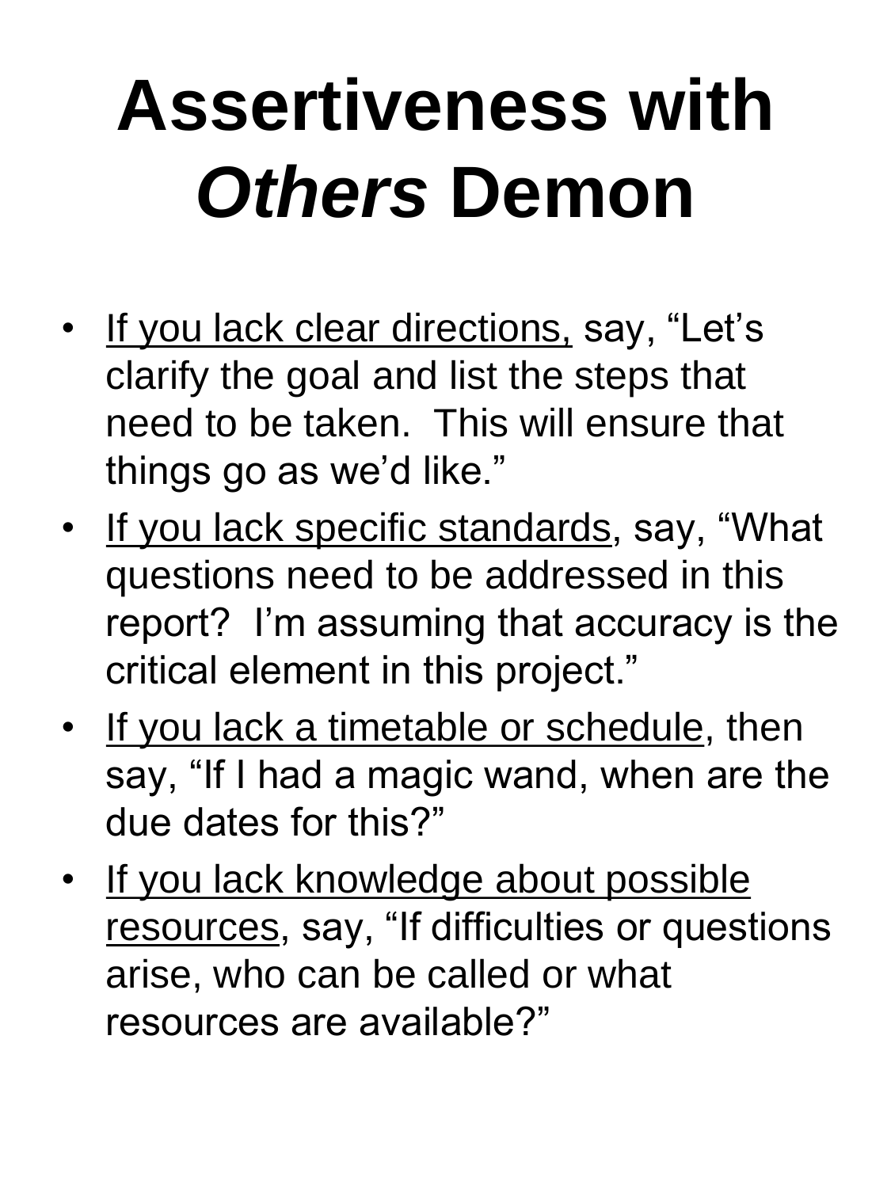# Assertiveness with *Others* Demon

- <u>If you lack clear directions,</u> say, "Let's clarify the goal and list the steps that need to be taken.  This will ensure that things go as we'd like."
- <u>If you lack specific standards</u>, say, "What questions need to be addressed in this report?  I'm assuming that accuracy is the critical element in this project."
- <u>If you lack a timetable or schedule</u>, then say, "If I had a magic wand, when are the due dates for this?"
- <u>If you lack knowledge about possible resources</u>, say, "If difficulties or questions arise, who can be called or what resources are available?"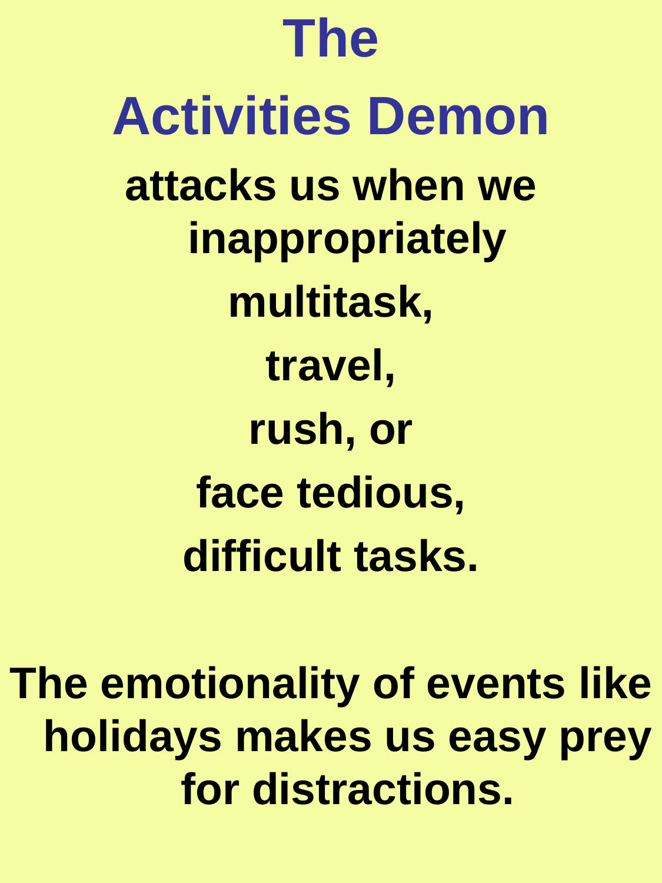# The Activities Demon

**attacks us when we inappropriately**

**multitask,**

**travel,**

**rush, or**

**face tedious,**

**difficult tasks.**

**The emotionality of events like holidays makes us easy prey for distractions.**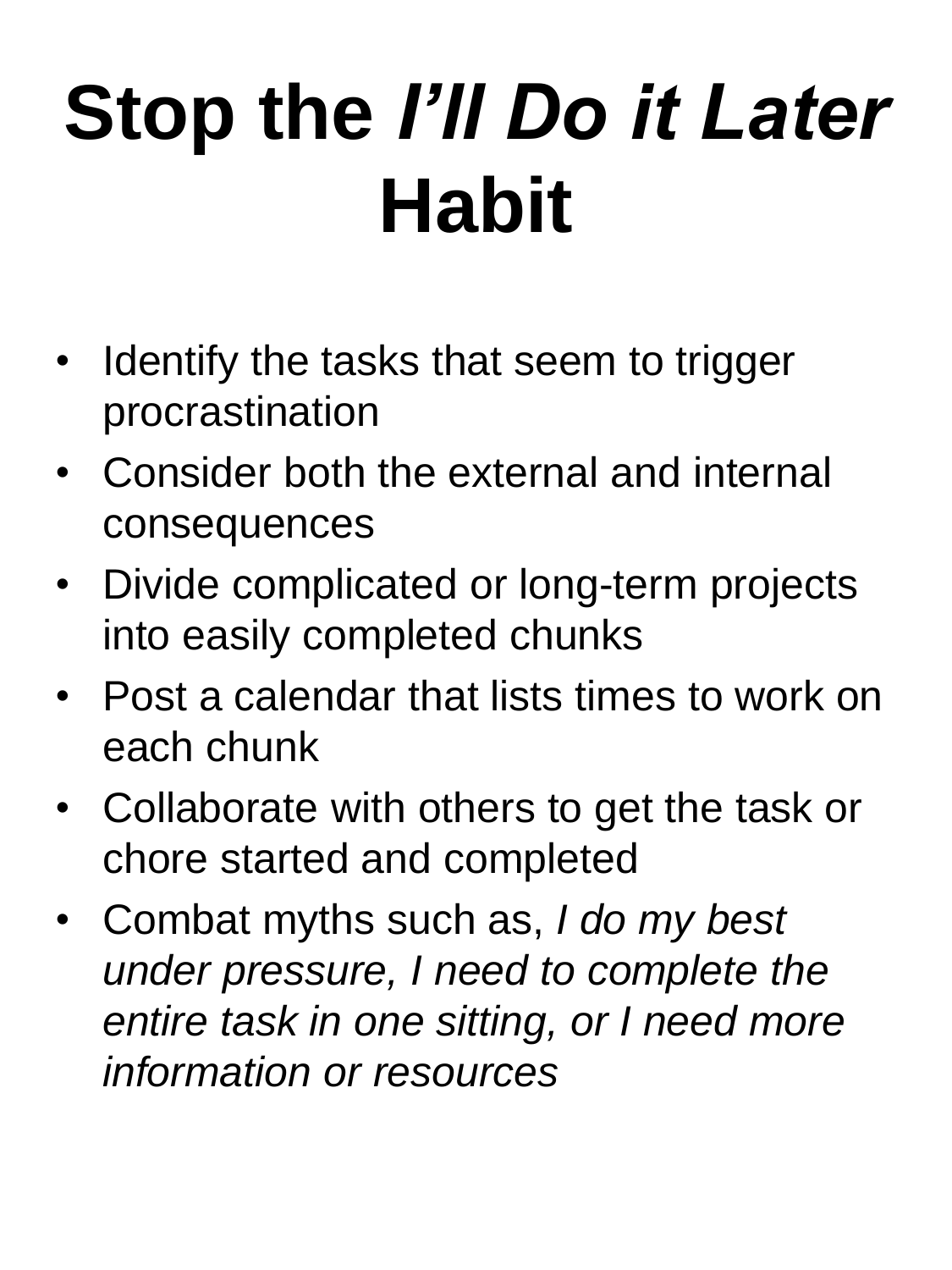# Stop the *I'll Do it Later* Habit

- Identify the tasks that seem to trigger procrastination
- Consider both the external and internal consequences
- Divide complicated or long-term projects into easily completed chunks
- Post a calendar that lists times to work on each chunk
- Collaborate with others to get the task or chore started and completed
- Combat myths such as, *I do my best under pressure, I need to complete the entire task in one sitting, or I need more information or resources*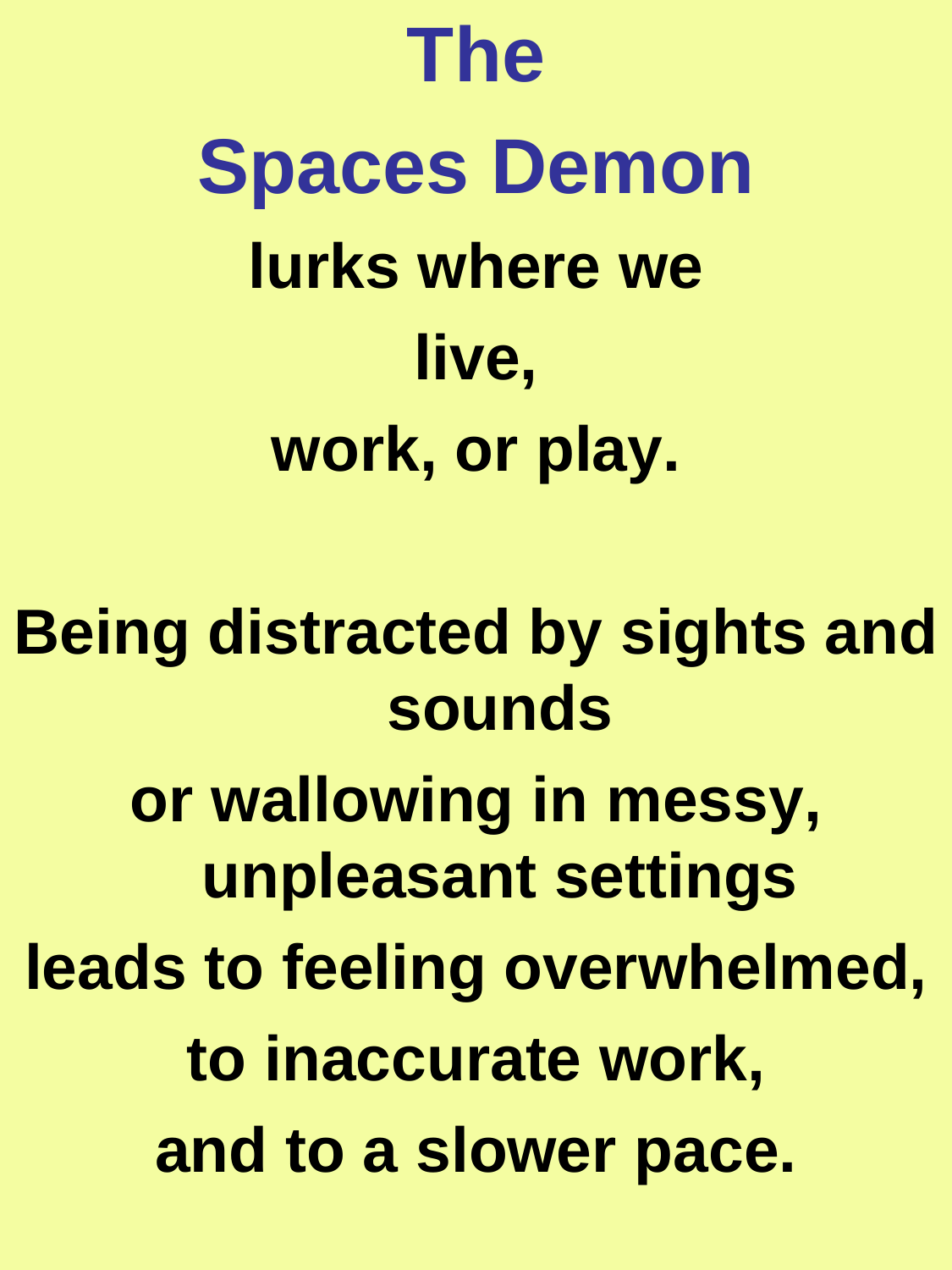# The Spaces Demon

**lurks where we**

**live,**

**work, or play.**

**Being distracted by sights and sounds**

**or wallowing in messy, unpleasant settings**

**leads to feeling overwhelmed,**

**to inaccurate work,**

**and to a slower pace.**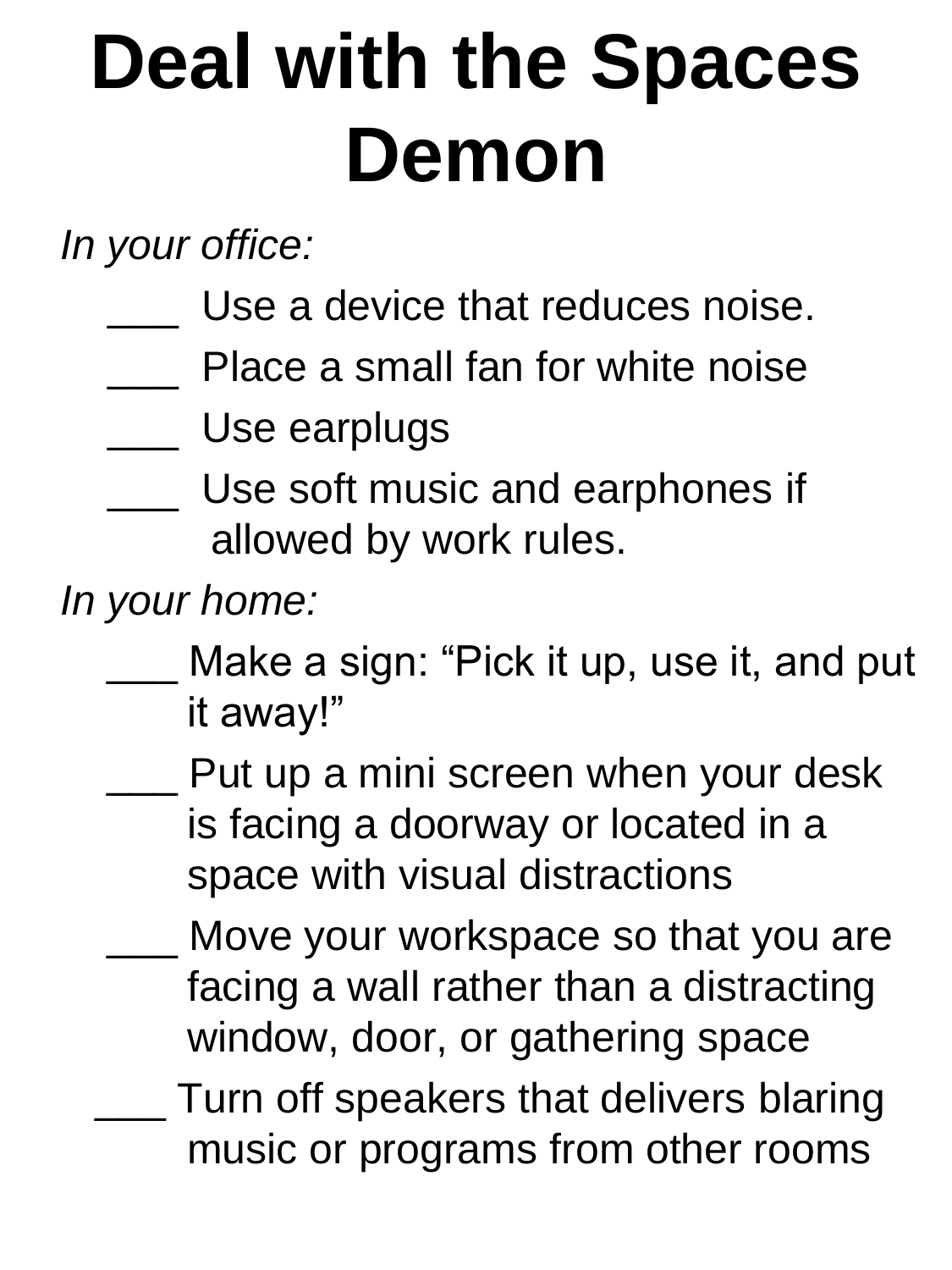# Deal with the Spaces Demon

*In your office:*

___ Use a device that reduces noise.

___ Place a small fan for white noise

___ Use earplugs

___ Use soft music and earphones if allowed by work rules.

*In your home:*

___ Make a sign: "Pick it up, use it, and put it away!"

___ Put up a mini screen when your desk is facing a doorway or located in a space with visual distractions

___ Move your workspace so that you are facing a wall rather than a distracting window, door, or gathering space

___ Turn off speakers that delivers blaring music or programs from other rooms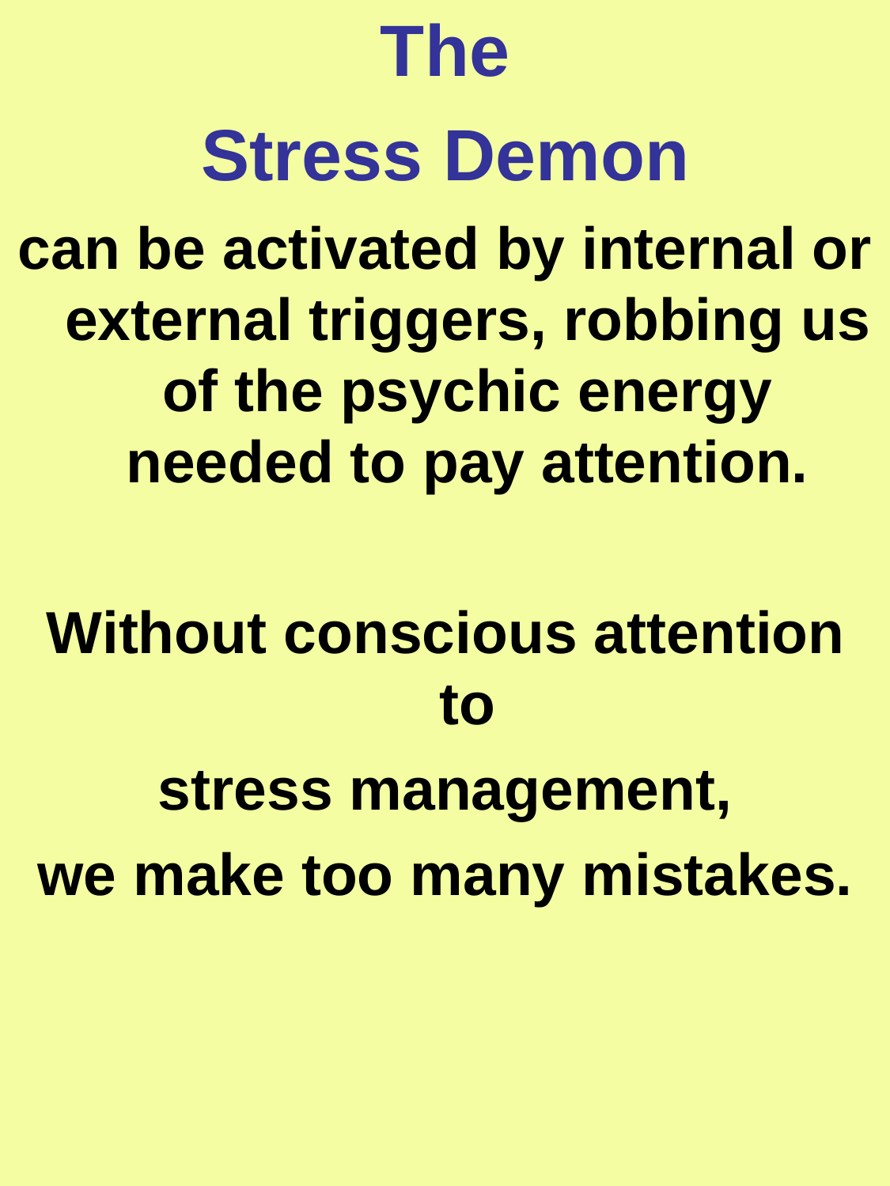# The

# Stress Demon

**can be activated by internal or external triggers, robbing us of the psychic energy needed to pay attention.**

**Without conscious attention to stress management, we make too many mistakes.**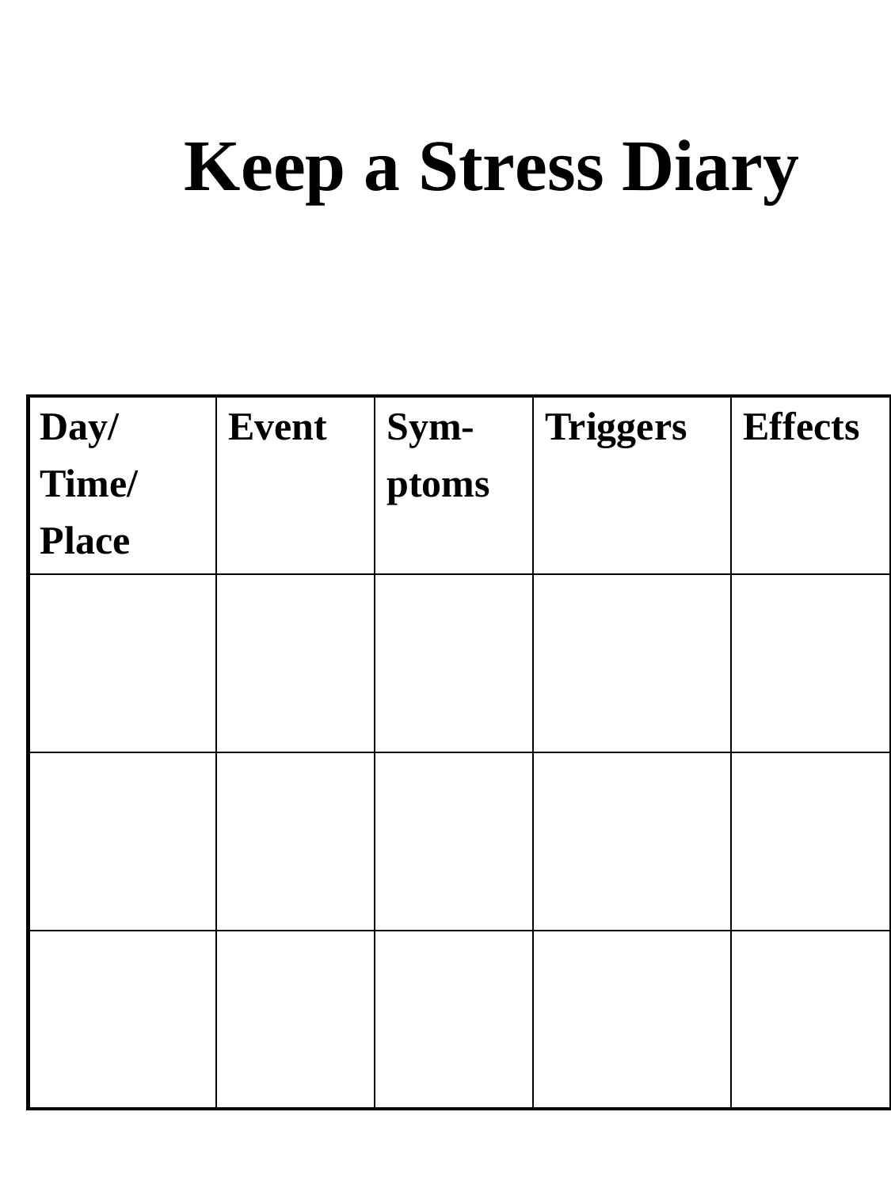# Keep a Stress Diary

| Day/ Time/ Place | Event | Sym- ptoms | Triggers | Effects |
| --- | --- | --- | --- | --- |
| | | | | |
| | | | | |
| | | | | |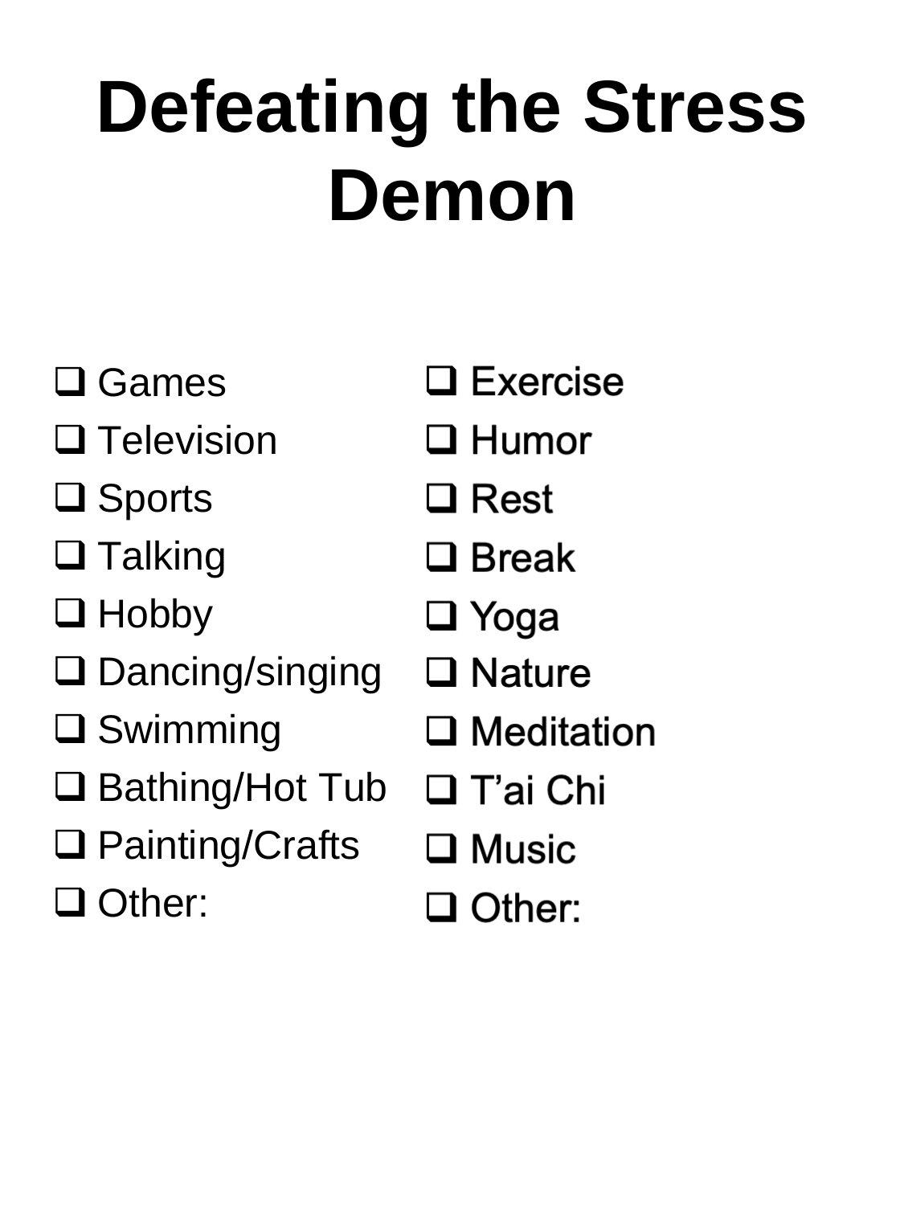# Defeating the Stress Demon

- [ ] Games
- [ ] Television
- [ ] Sports
- [ ] Talking
- [ ] Hobby
- [ ] Dancing/singing
- [ ] Swimming
- [ ] Bathing/Hot Tub
- [ ] Painting/Crafts
- [ ] Other:

- [ ] Exercise
- [ ] Humor
- [ ] Rest
- [ ] Break
- [ ] Yoga
- [ ] Nature
- [ ] Meditation
- [ ] T'ai Chi
- [ ] Music
- [ ] Other: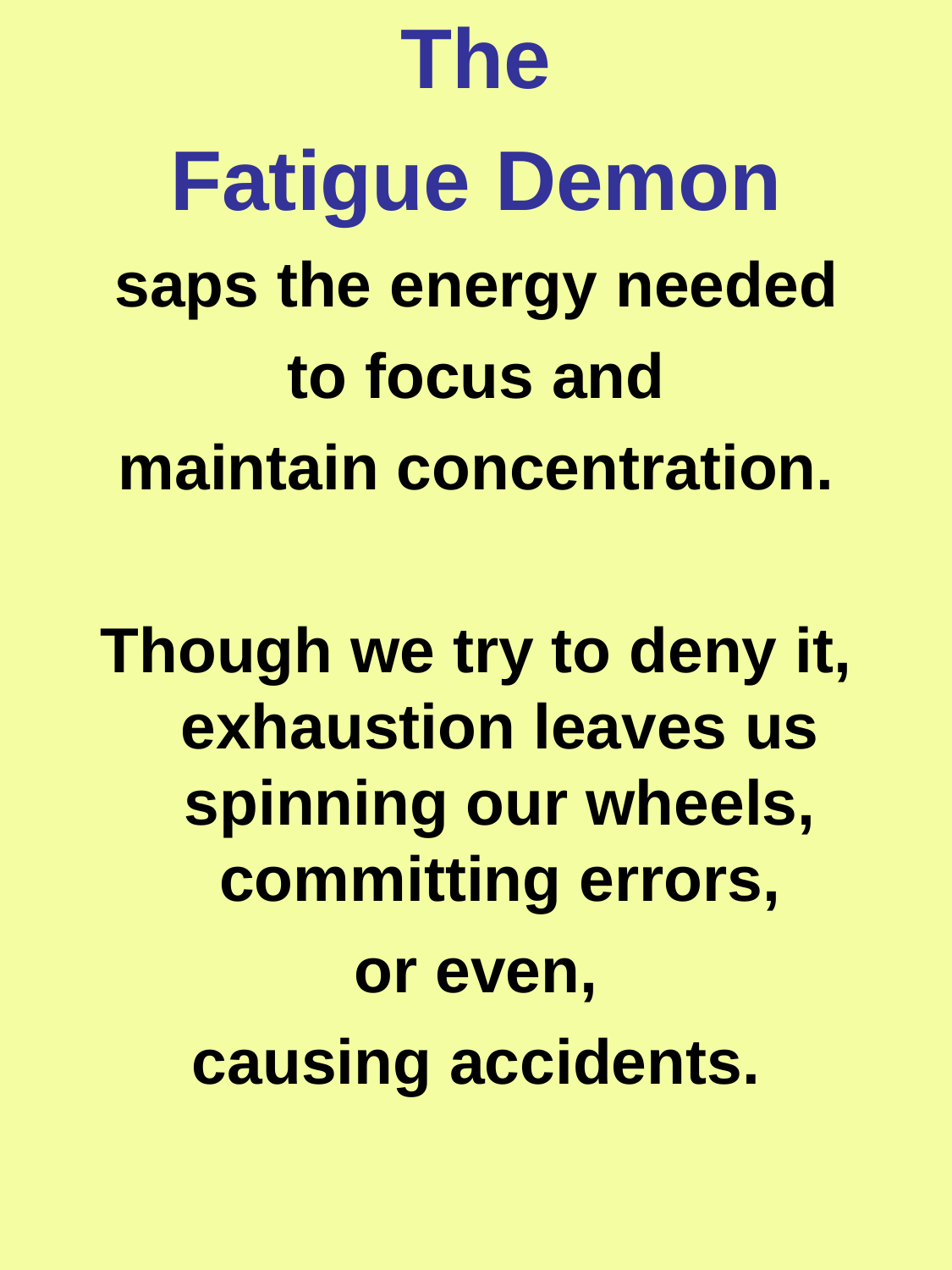# The Fatigue Demon

**saps the energy needed to focus and maintain concentration.**

**Though we try to deny it, exhaustion leaves us spinning our wheels, committing errors, or even, causing accidents.**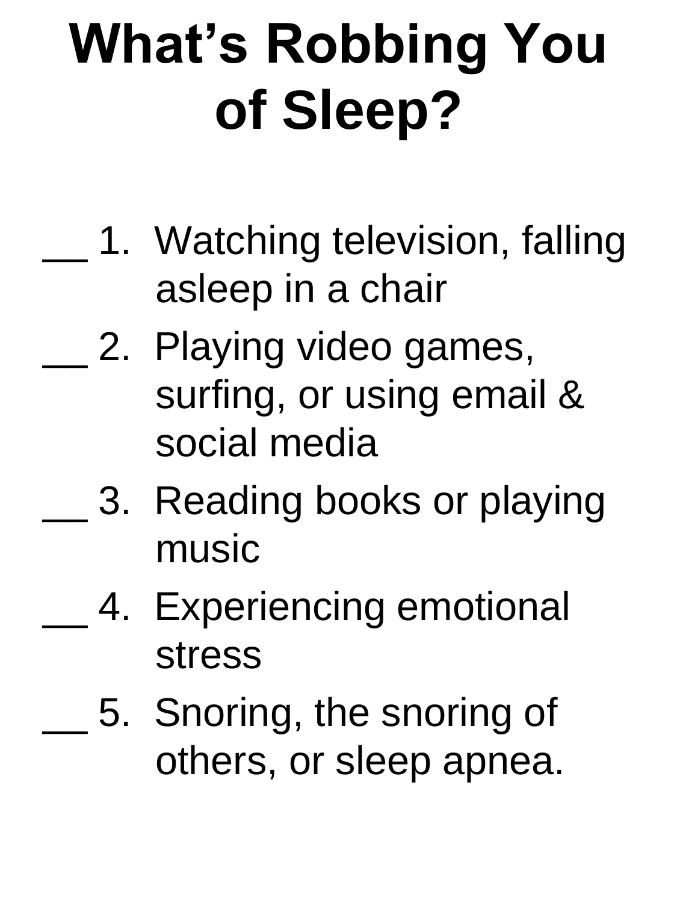# What's Robbing You of Sleep?

__ 1. Watching television, falling asleep in a chair

__ 2. Playing video games, surfing, or using email & social media

__ 3. Reading books or playing music

__ 4. Experiencing emotional stress

__ 5. Snoring, the snoring of others, or sleep apnea.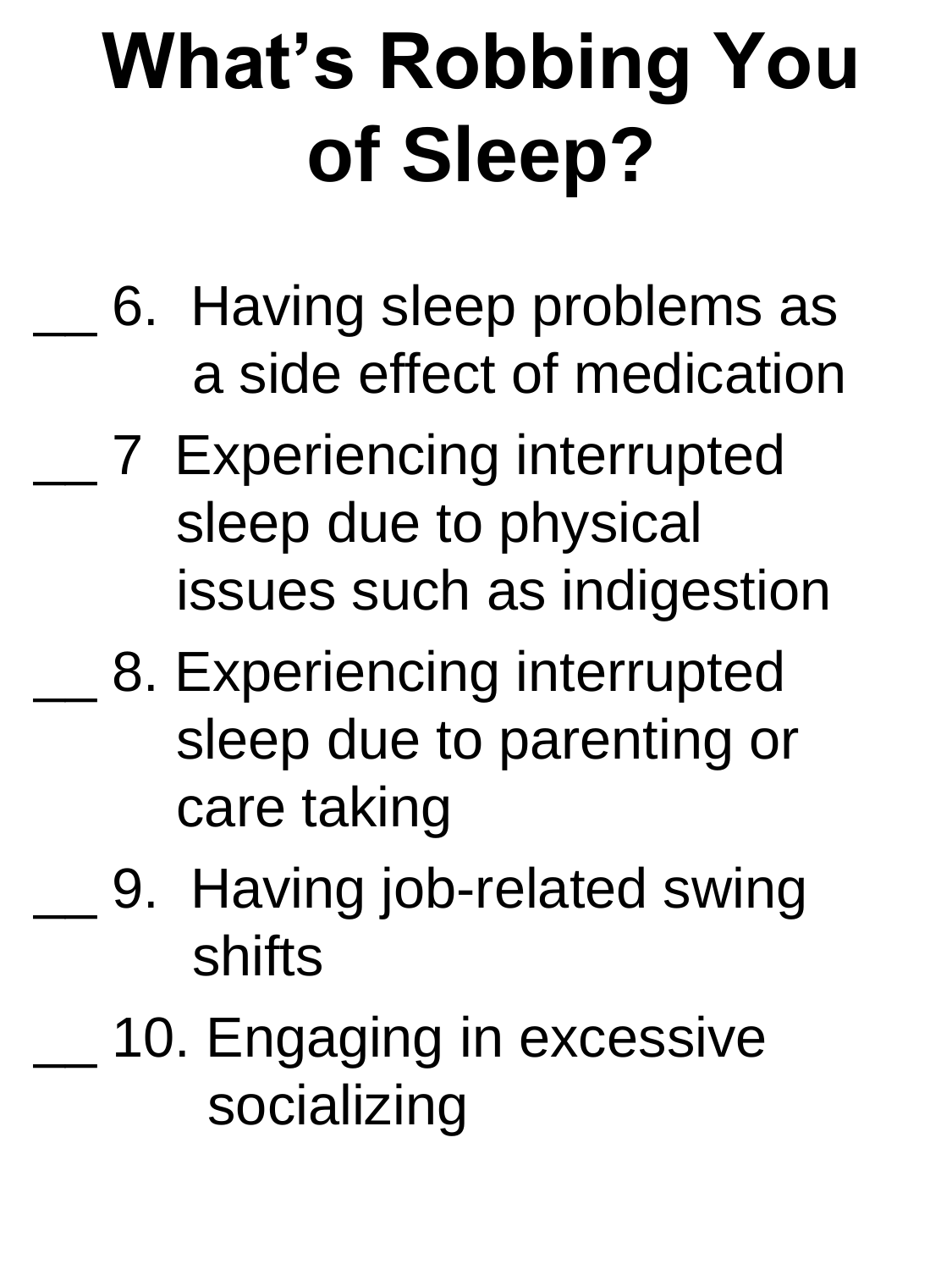# What's Robbing You of Sleep?

__ 6. Having sleep problems as a side effect of medication

__ 7 Experiencing interrupted sleep due to physical issues such as indigestion

__ 8. Experiencing interrupted sleep due to parenting or care taking

__ 9. Having job-related swing shifts

__ 10. Engaging in excessive socializing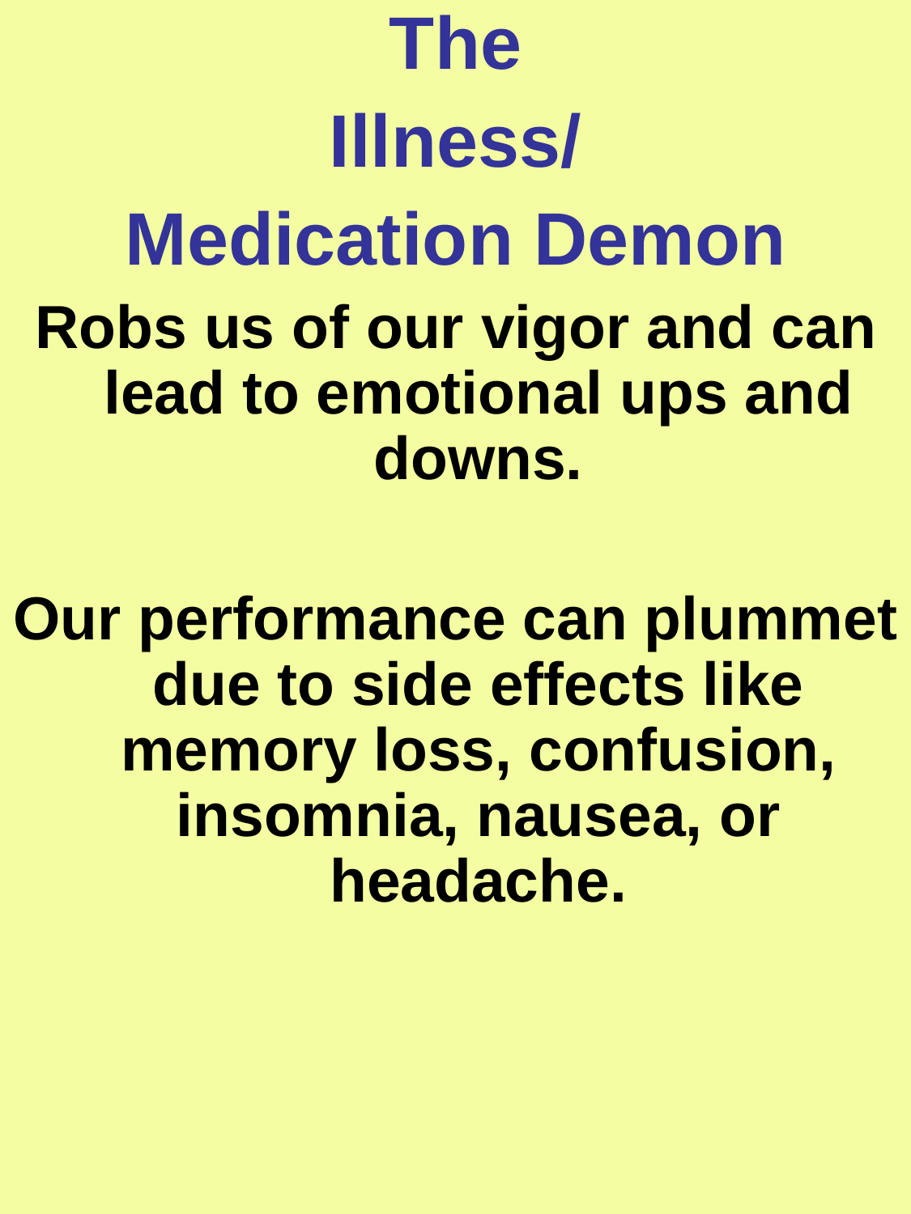# The Illness/ Medication Demon

**Robs us of our vigor and can lead to emotional ups and downs.**

**Our performance can plummet due to side effects like memory loss, confusion, insomnia, nausea, or headache.**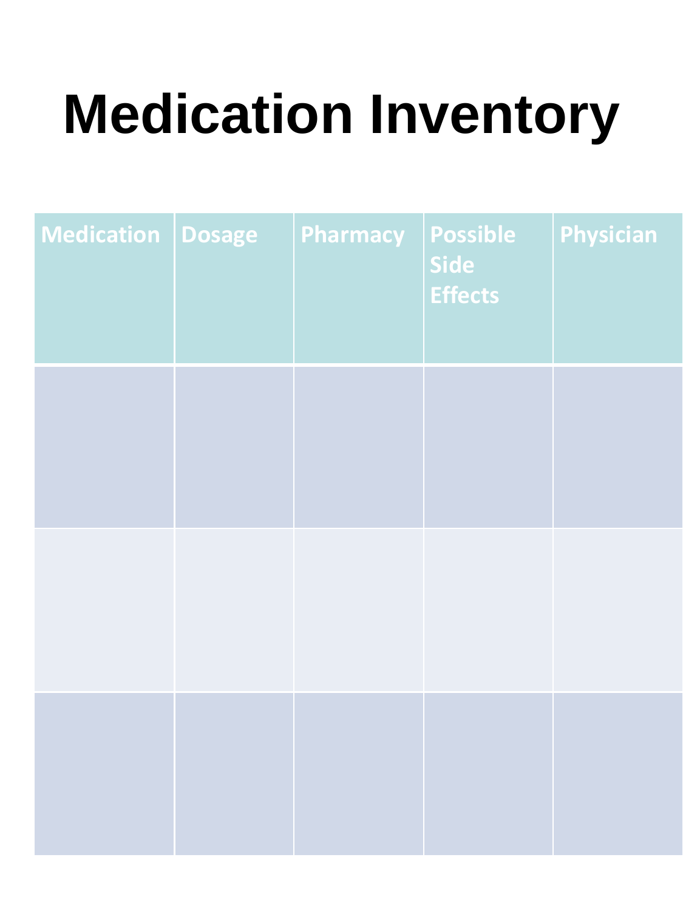# Medication Inventory

| Medication | Dosage | Pharmacy | Possible Side Effects | Physician |
| --- | --- | --- | --- | --- |
| | | | | |
| | | | | |
| | | | | |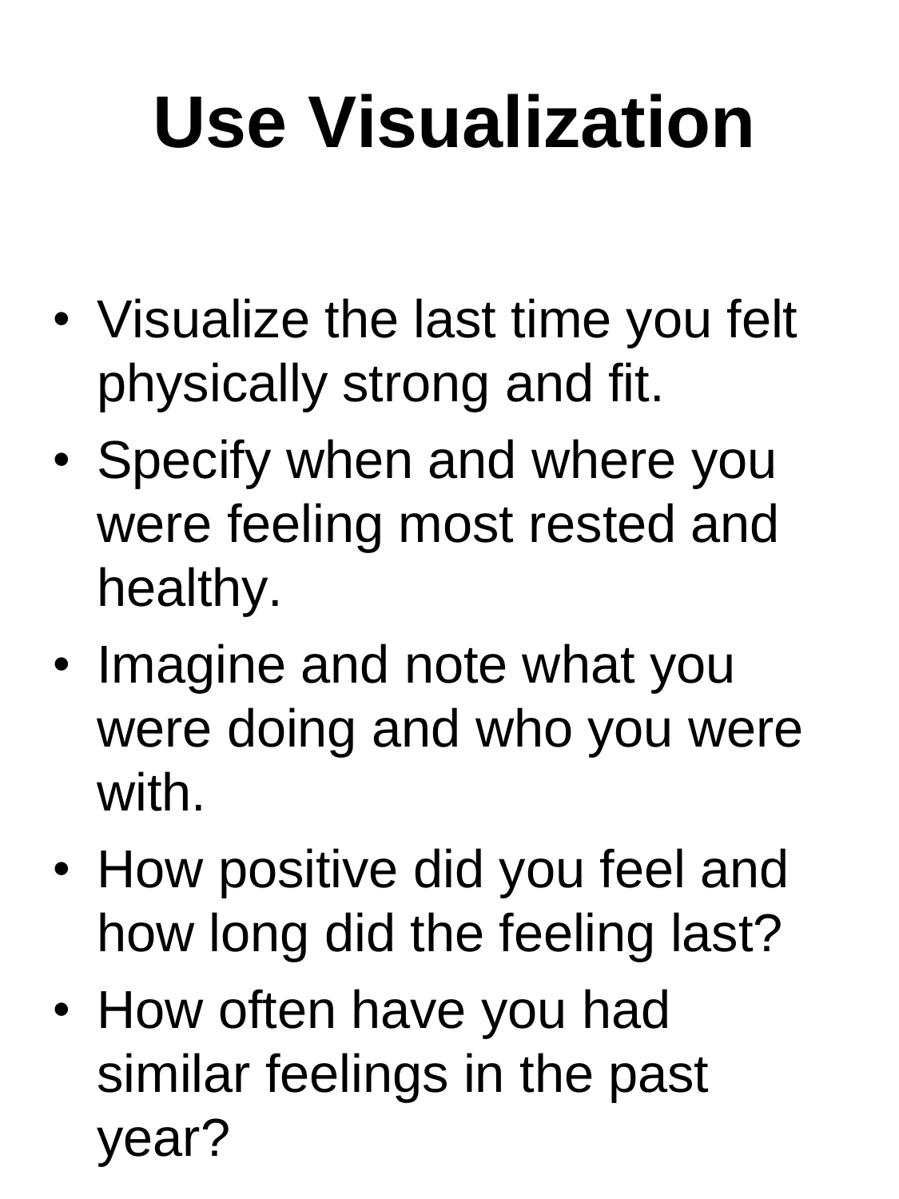# Use Visualization

- Visualize the last time you felt physically strong and fit.
- Specify when and where you were feeling most rested and healthy.
- Imagine and note what you were doing and who you were with.
- How positive did you feel and how long did the feeling last?
- How often have you had similar feelings in the past year?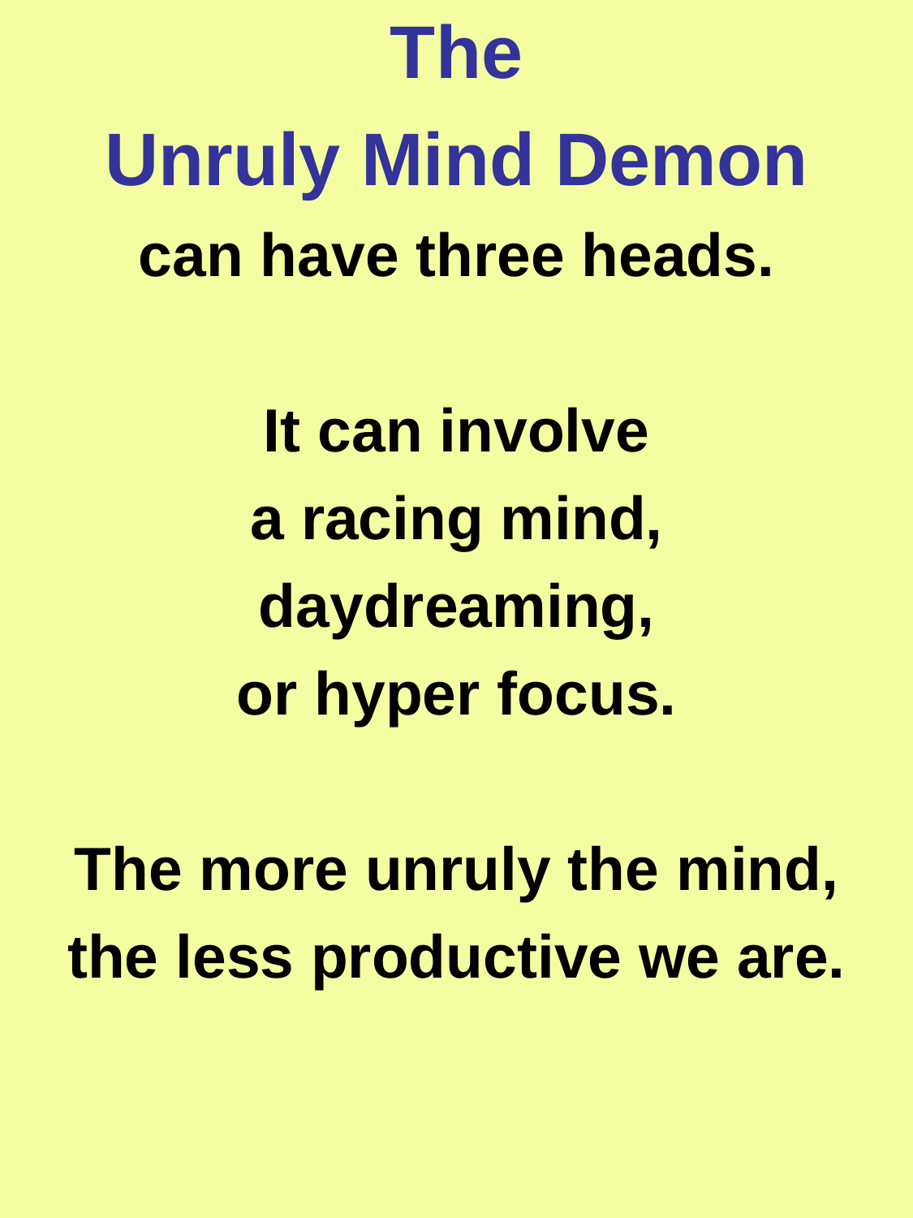# The Unruly Mind Demon

**can have three heads.**

**It can involve**
**a racing mind,**
**daydreaming,**
**or hyper focus.**

**The more unruly the mind,**
**the less productive we are.**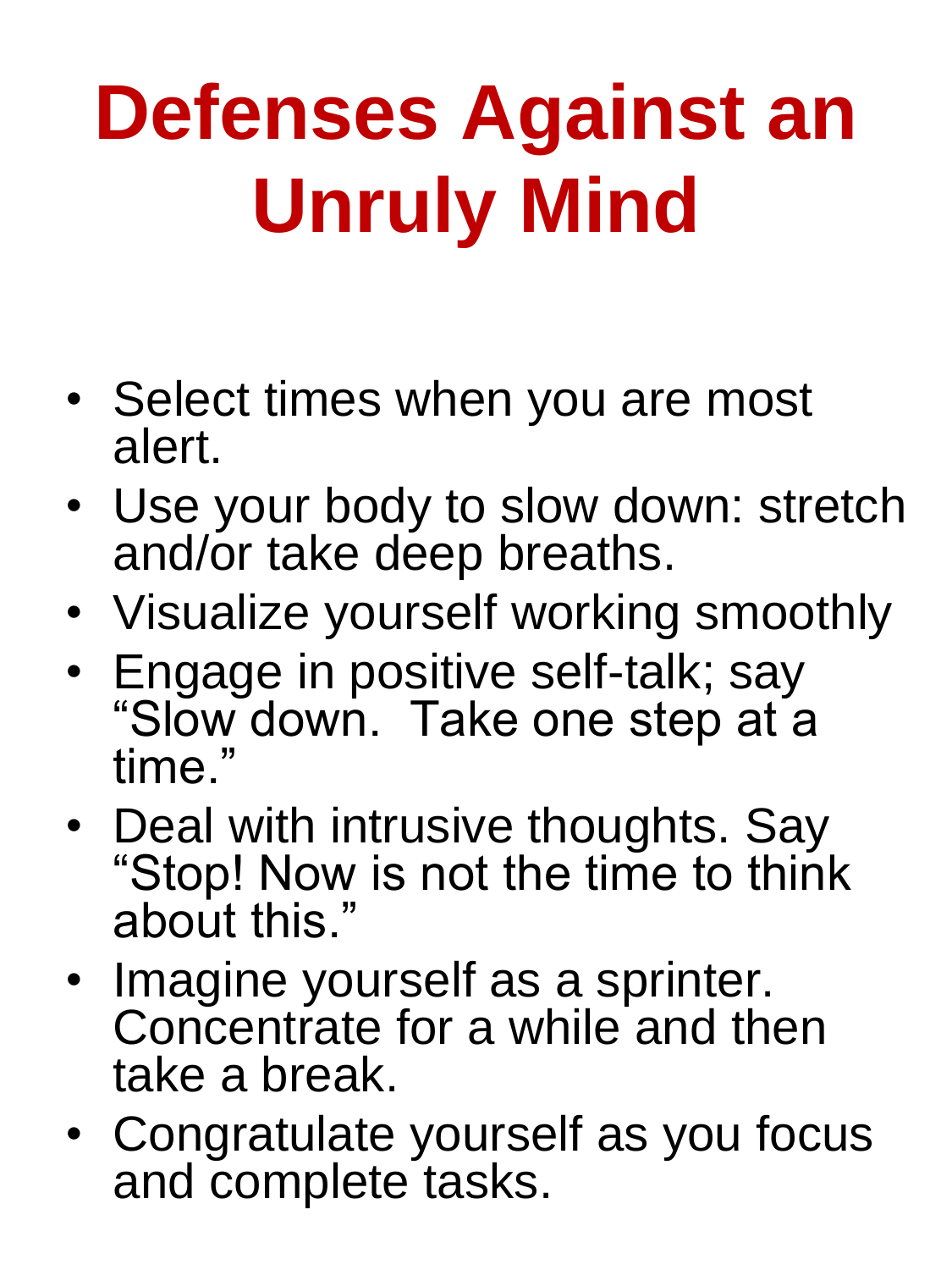# Defenses Against an Unruly Mind

- Select times when you are most alert.
- Use your body to slow down: stretch and/or take deep breaths.
- Visualize yourself working smoothly
- Engage in positive self-talk; say "Slow down. Take one step at a time."
- Deal with intrusive thoughts. Say "Stop! Now is not the time to think about this."
- Imagine yourself as a sprinter. Concentrate for a while and then take a break.
- Congratulate yourself as you focus and complete tasks.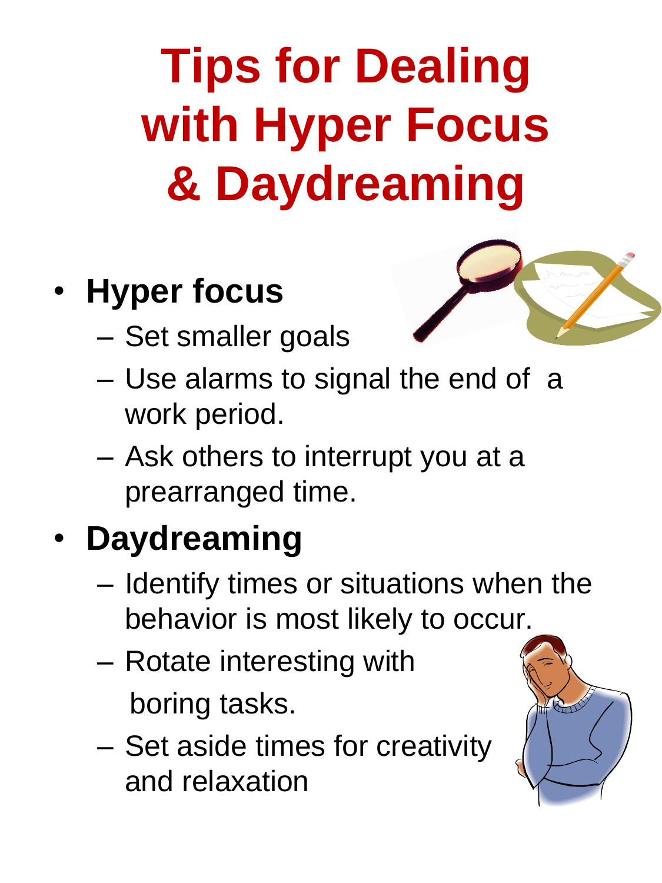# Tips for Dealing with Hyper Focus & Daydreaming

- **Hyper focus**
  - Set smaller goals
  - Use alarms to signal the end of a work period.
  - Ask others to interrupt you at a prearranged time.
- **Daydreaming**
  - Identify times or situations when the behavior is most likely to occur.
  - Rotate interesting with boring tasks.
  - Set aside times for creativity and relaxation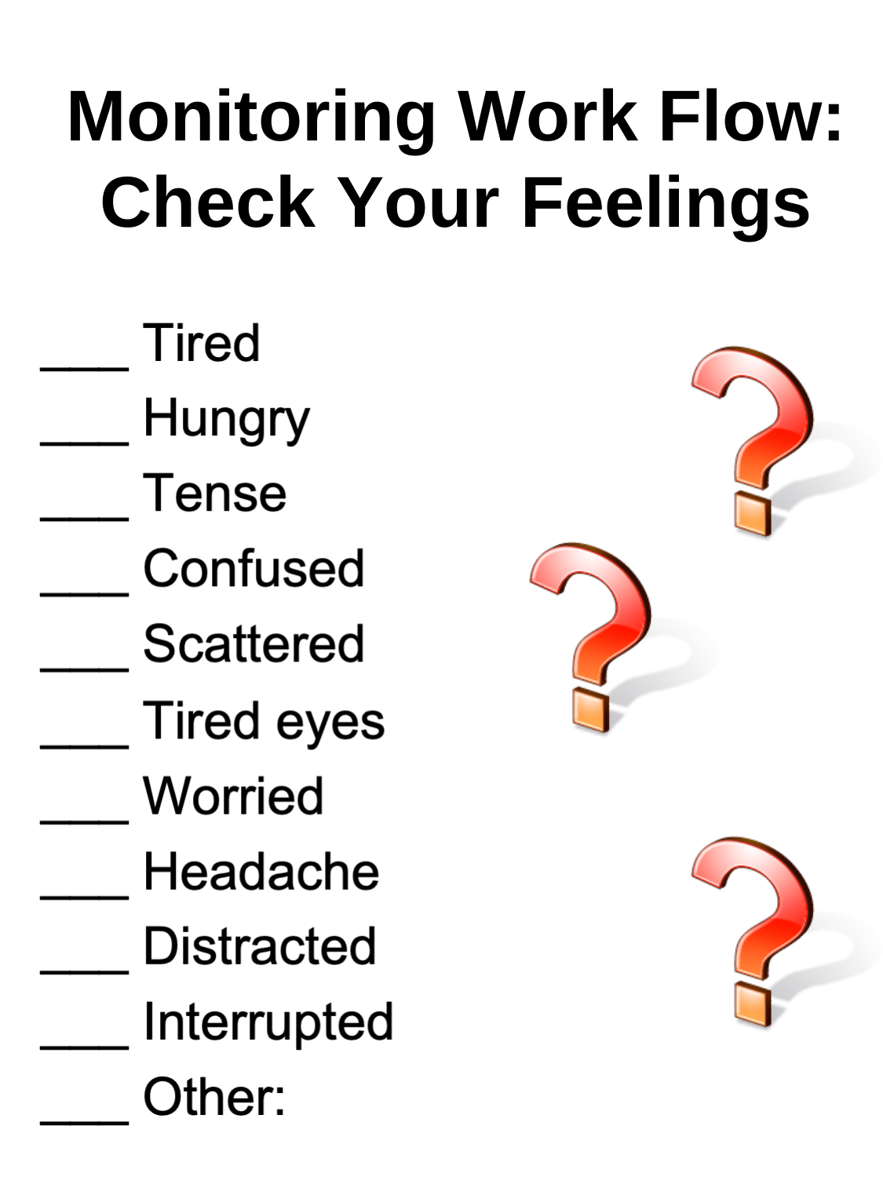# Monitoring Work Flow: Check Your Feelings

___ Tired

___ Hungry

___ Tense

___ Confused

___ Scattered

___ Tired eyes

___ Worried

___ Headache

___ Distracted

___ Interrupted

___ Other: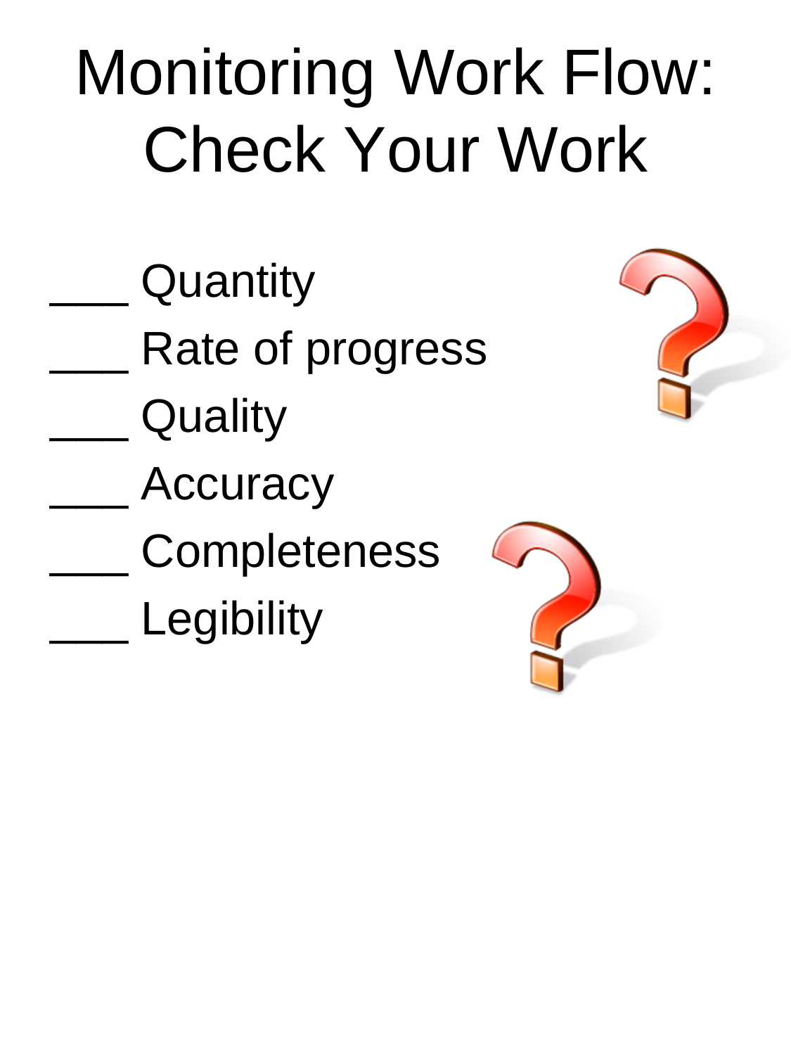# Monitoring Work Flow: Check Your Work

___ Quantity
___ Rate of progress
___ Quality
___ Accuracy
___ Completeness
___ Legibility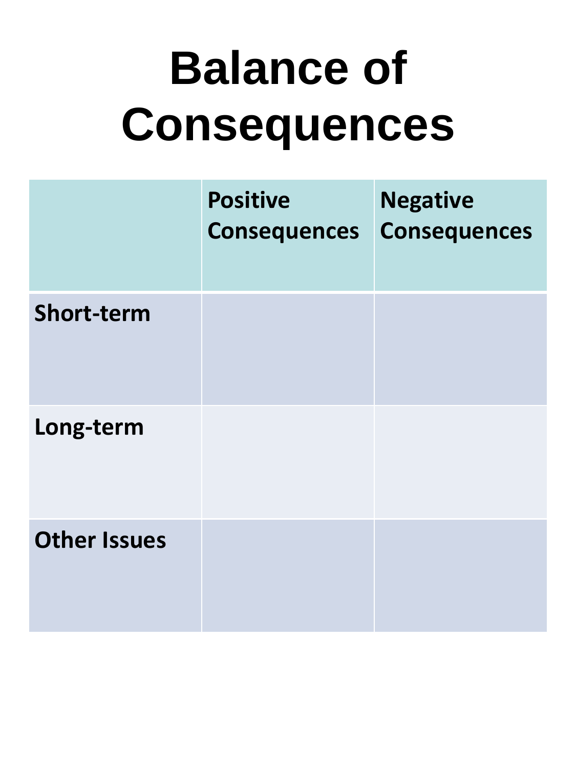# Balance of Consequences

| | Positive Consequences | Negative Consequences |
|---|---|---|
| **Short-term** | | |
| **Long-term** | | |
| **Other Issues** | | |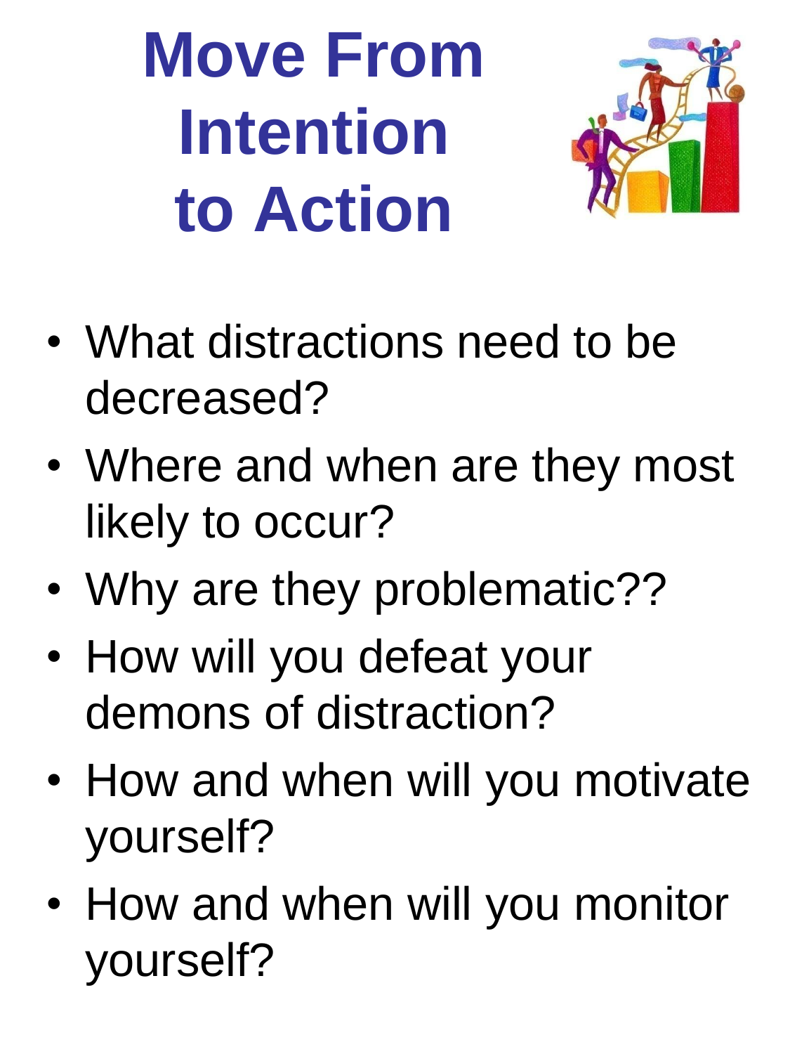# Move From Intention to Action

- What distractions need to be decreased?
- Where and when are they most likely to occur?
- Why are they problematic??
- How will you defeat your demons of distraction?
- How and when will you motivate yourself?
- How and when will you monitor yourself?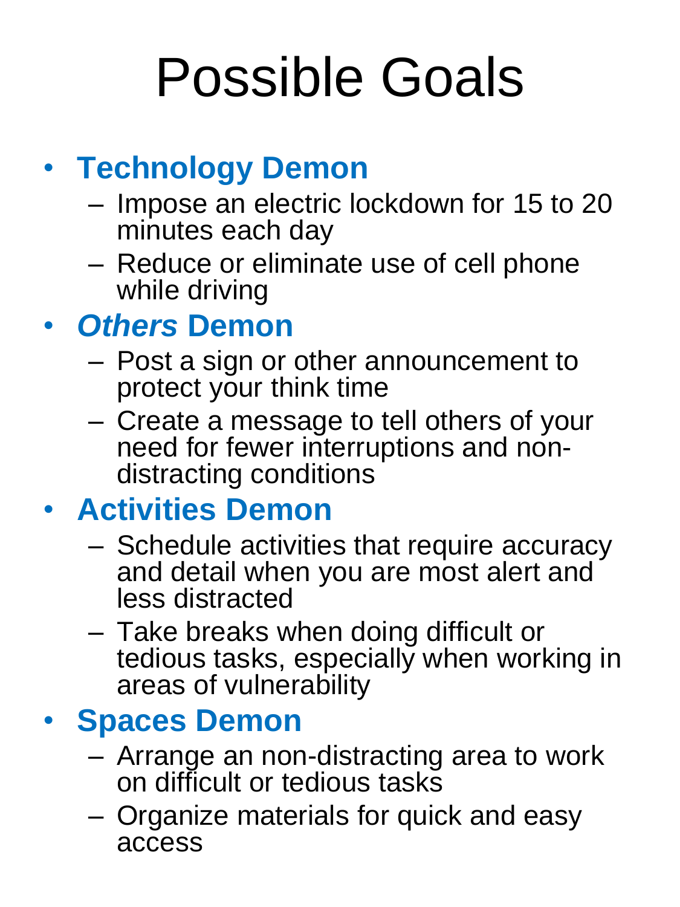# Possible Goals

- **Technology Demon**
  - Impose an electric lockdown for 15 to 20 minutes each day
  - Reduce or eliminate use of cell phone while driving
- ***Others* Demon**
  - Post a sign or other announcement to protect your think time
  - Create a message to tell others of your need for fewer interruptions and non-distracting conditions
- **Activities Demon**
  - Schedule activities that require accuracy and detail when you are most alert and less distracted
  - Take breaks when doing difficult or tedious tasks, especially when working in areas of vulnerability
- **Spaces Demon**
  - Arrange an non-distracting area to work on difficult or tedious tasks
  - Organize materials for quick and easy access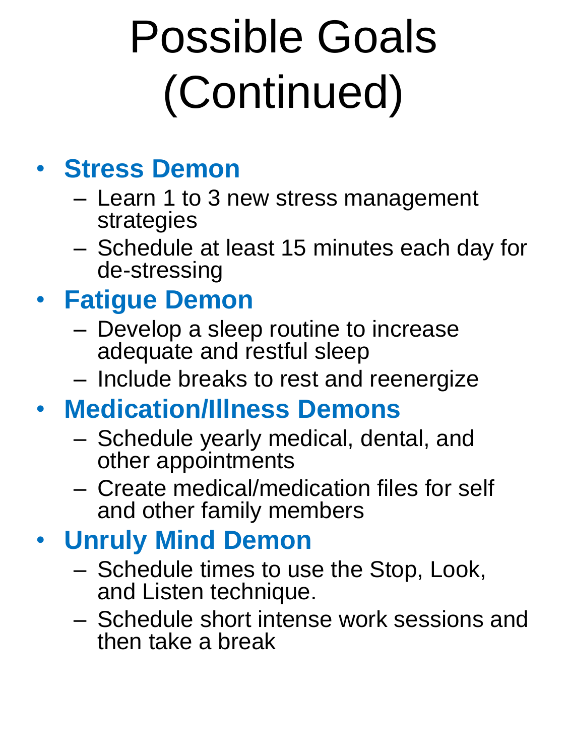# Possible Goals (Continued)

- **Stress Demon**
  - Learn 1 to 3 new stress management strategies
  - Schedule at least 15 minutes each day for de-stressing
- **Fatigue Demon**
  - Develop a sleep routine to increase adequate and restful sleep
  - Include breaks to rest and reenergize
- **Medication/Illness Demons**
  - Schedule yearly medical, dental, and other appointments
  - Create medical/medication files for self and other family members
- **Unruly Mind Demon**
  - Schedule times to use the Stop, Look, and Listen technique.
  - Schedule short intense work sessions and then take a break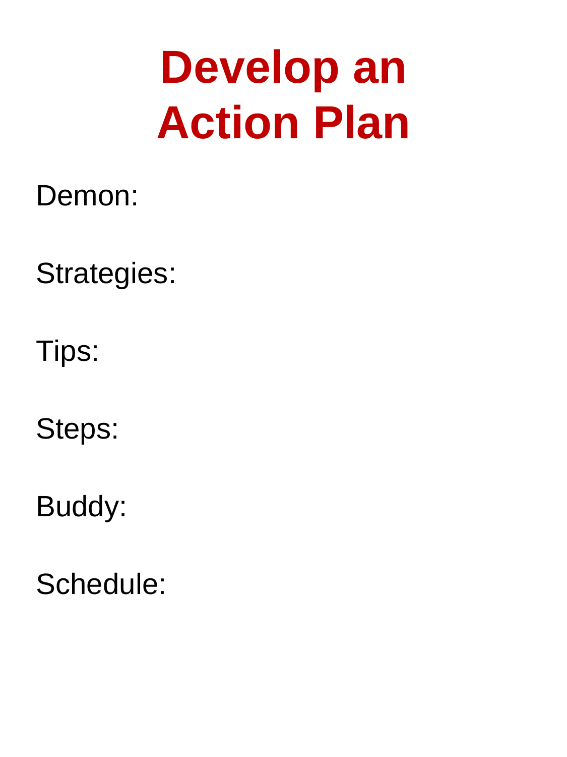# Develop an Action Plan

Demon:

Strategies:

Tips:

Steps:

Buddy:

Schedule: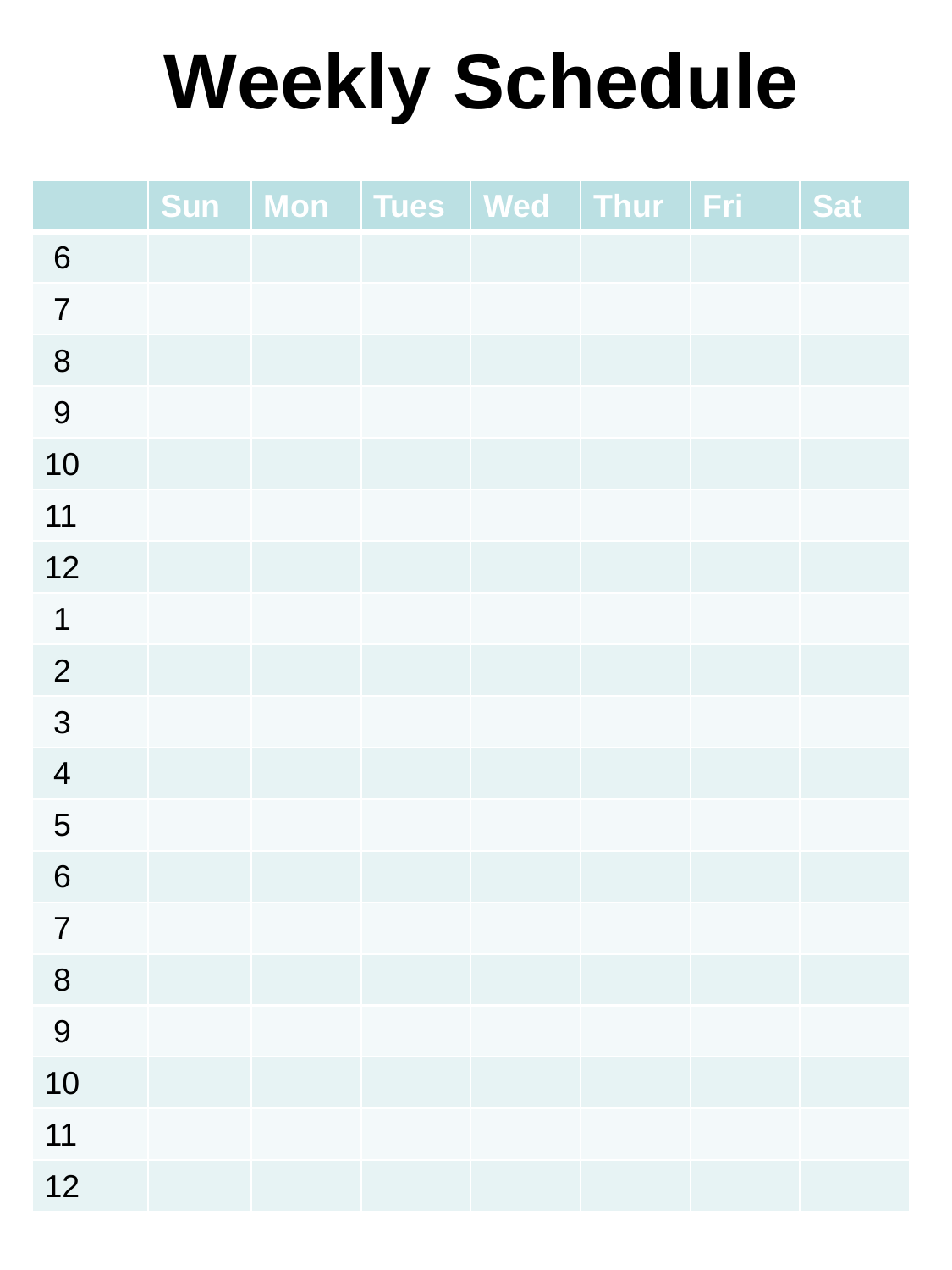# Weekly Schedule

| | Sun | Mon | Tues | Wed | Thur | Fri | Sat |
|---|---|---|---|---|---|---|---|
| 6 | | | | | | | |
| 7 | | | | | | | |
| 8 | | | | | | | |
| 9 | | | | | | | |
| 10 | | | | | | | |
| 11 | | | | | | | |
| 12 | | | | | | | |
| 1 | | | | | | | |
| 2 | | | | | | | |
| 3 | | | | | | | |
| 4 | | | | | | | |
| 5 | | | | | | | |
| 6 | | | | | | | |
| 7 | | | | | | | |
| 8 | | | | | | | |
| 9 | | | | | | | |
| 10 | | | | | | | |
| 11 | | | | | | | |
| 12 | | | | | | | |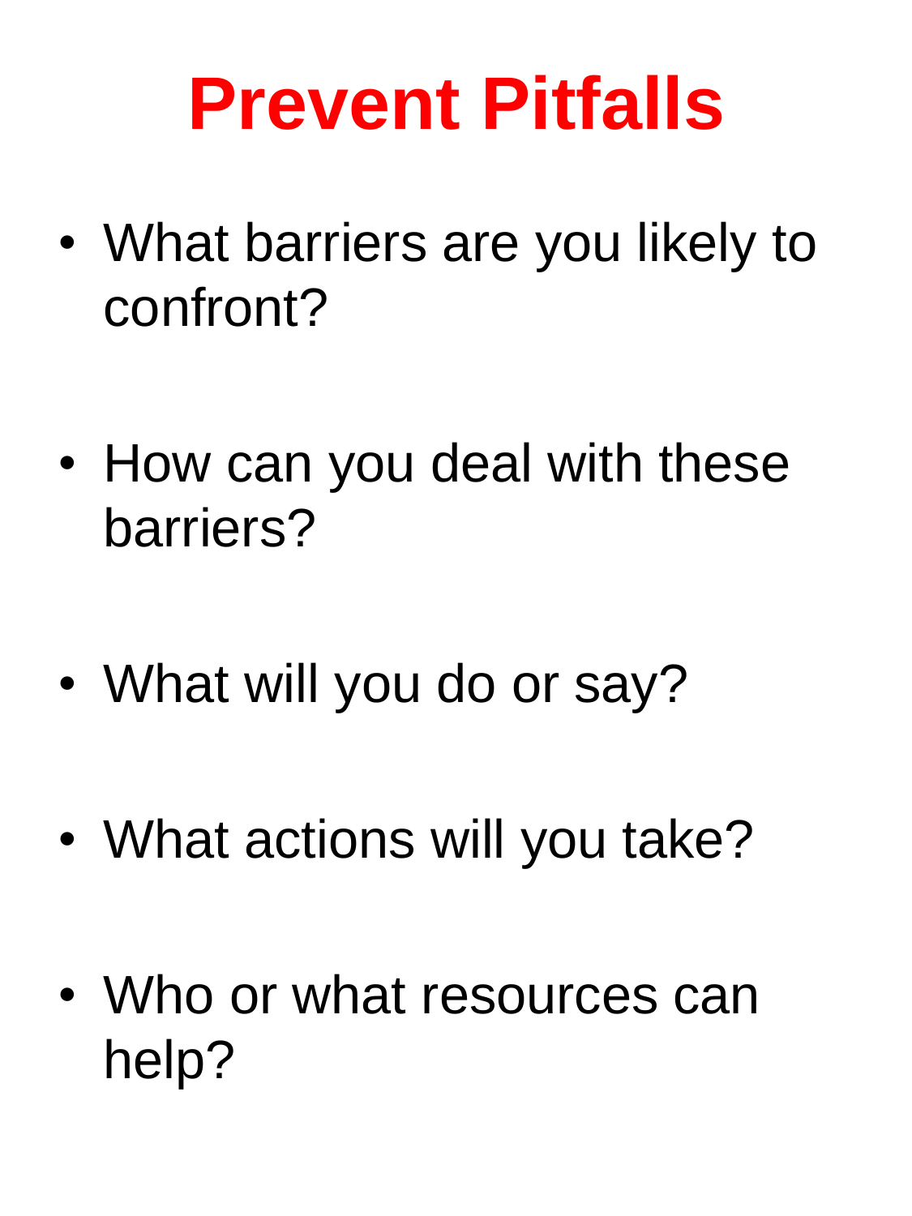# Prevent Pitfalls

- What barriers are you likely to confront?
- How can you deal with these barriers?
- What will you do or say?
- What actions will you take?
- Who or what resources can help?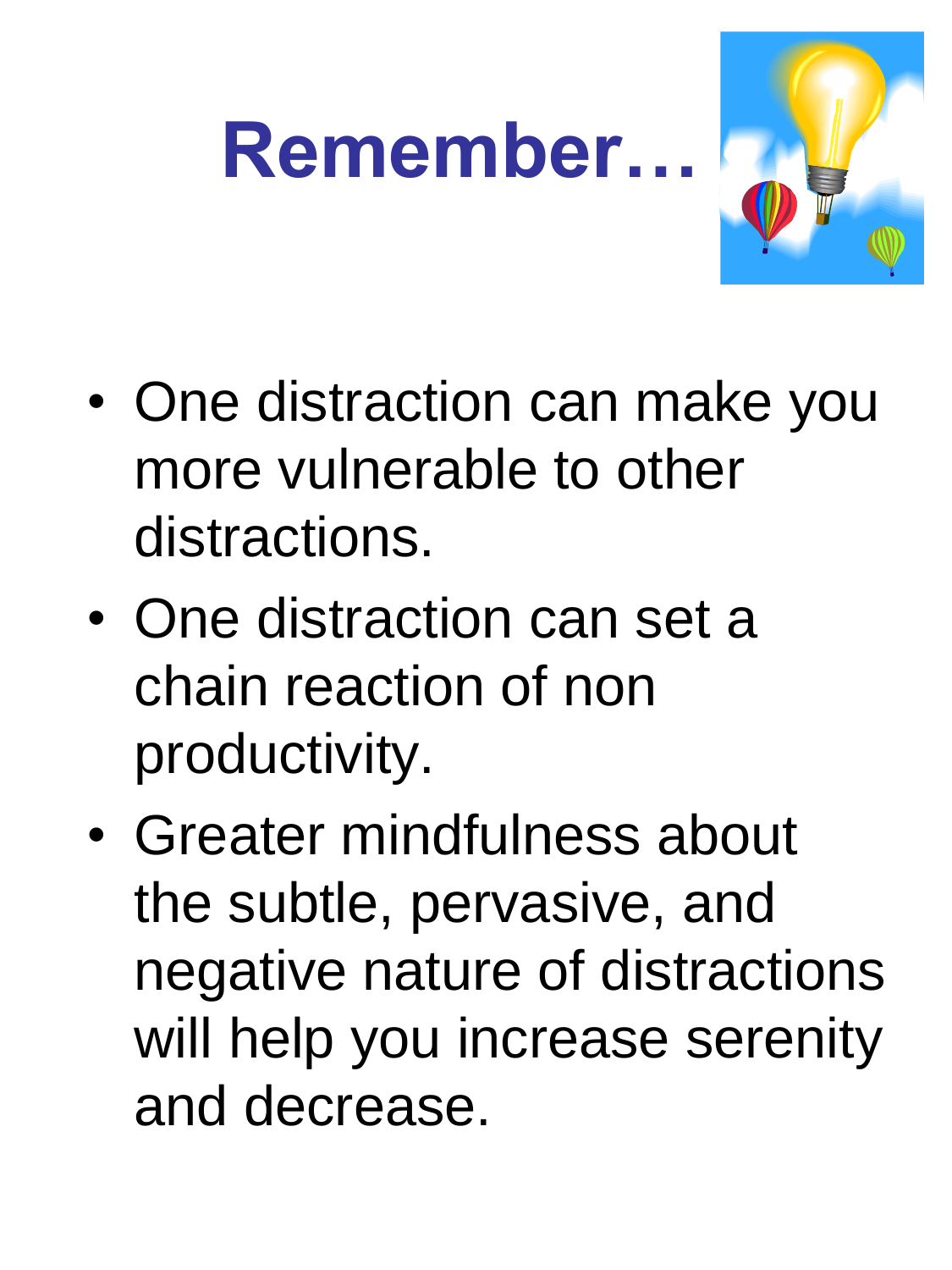# Remember…

- One distraction can make you more vulnerable to other distractions.
- One distraction can set a chain reaction of non productivity.
- Greater mindfulness about the subtle, pervasive, and negative nature of distractions will help you increase serenity and decrease.